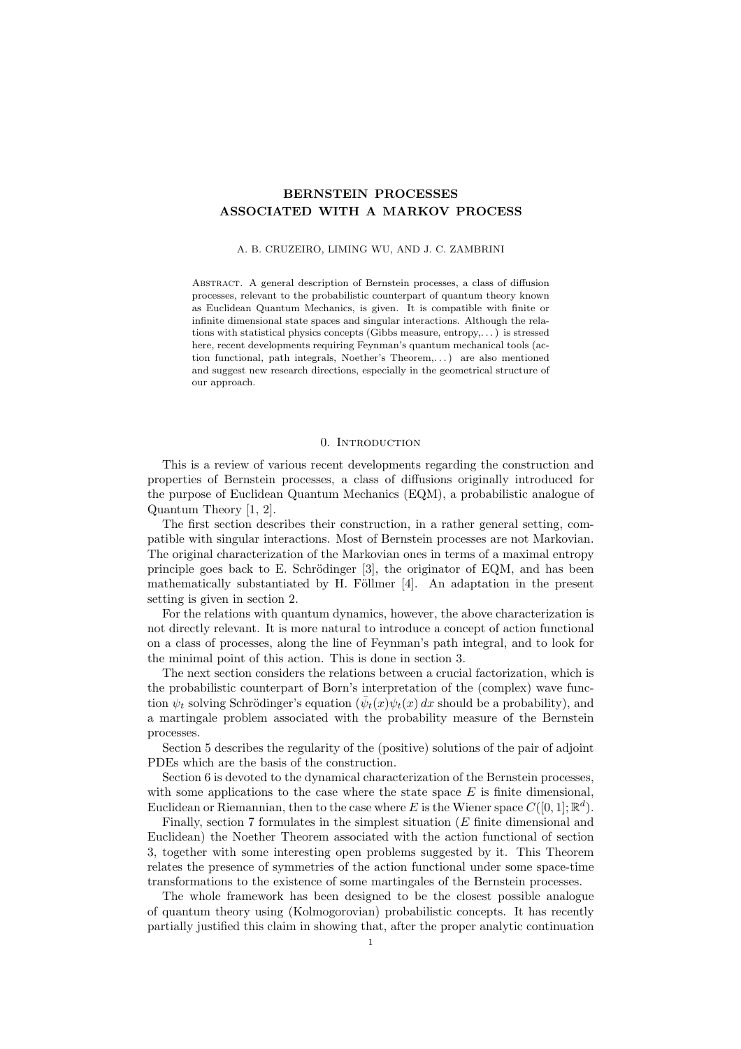# BERNSTEIN PROCESSES ASSOCIATED WITH A MARKOV PROCESS

A. B. CRUZEIRO, LIMING WU, AND J. C. ZAMBRINI

Abstract. A general description of Bernstein processes, a class of diffusion processes, relevant to the probabilistic counterpart of quantum theory known as Euclidean Quantum Mechanics, is given. It is compatible with finite or infinite dimensional state spaces and singular interactions. Although the relations with statistical physics concepts (Gibbs measure, entropy,...) is stressed here, recent developments requiring Feynman's quantum mechanical tools (action functional, path integrals, Noether's Theorem,...) are also mentioned and suggest new research directions, especially in the geometrical structure of our approach.

## 0. Introduction

This is a review of various recent developments regarding the construction and properties of Bernstein processes, a class of diffusions originally introduced for the purpose of Euclidean Quantum Mechanics (EQM), a probabilistic analogue of Quantum Theory [1, 2].

The first section describes their construction, in a rather general setting, compatible with singular interactions. Most of Bernstein processes are not Markovian. The original characterization of the Markovian ones in terms of a maximal entropy principle goes back to E. Schrödinger [3], the originator of EQM, and has been mathematically substantiated by H. Föllmer [4]. An adaptation in the present setting is given in section 2.

For the relations with quantum dynamics, however, the above characterization is not directly relevant. It is more natural to introduce a concept of action functional on a class of processes, along the line of Feynman's path integral, and to look for the minimal point of this action. This is done in section 3.

The next section considers the relations between a crucial factorization, which is the probabilistic counterpart of Born's interpretation of the (complex) wave function $\psi_t$ solving Schrödinger's equation ($\bar{\psi}_t(x)\psi_t(x)\,dx$ should be a probability), and a martingale problem associated with the probability measure of the Bernstein processes.

Section 5 describes the regularity of the (positive) solutions of the pair of adjoint PDEs which are the basis of the construction.

Section 6 is devoted to the dynamical characterization of the Bernstein processes, with some applications to the case where the state space $E$ is finite dimensional, Euclidean or Riemannian, then to the case where $E$ is the Wiener space $C([0,1];\mathbb{R}^d)$.

Finally, section 7 formulates in the simplest situation ($E$ finite dimensional and Euclidean) the Noether Theorem associated with the action functional of section 3, together with some interesting open problems suggested by it. This Theorem relates the presence of symmetries of the action functional under some space-time transformations to the existence of some martingales of the Bernstein processes.

The whole framework has been designed to be the closest possible analogue of quantum theory using (Kolmogorovian) probabilistic concepts. It has recently partially justified this claim in showing that, after the proper analytic continuation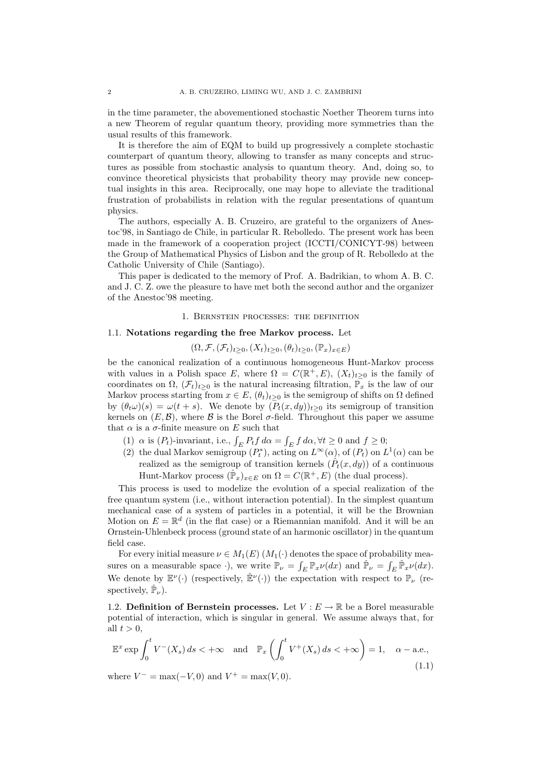in the time parameter, the abovementioned stochastic Noether Theorem turns into a new Theorem of regular quantum theory, providing more symmetries than the usual results of this framework.

It is therefore the aim of EQM to build up progressively a complete stochastic counterpart of quantum theory, allowing to transfer as many concepts and structures as possible from stochastic analysis to quantum theory. And, doing so, to convince theoretical physicists that probability theory may provide new conceptual insights in this area. Reciprocally, one may hope to alleviate the traditional frustration of probabilists in relation with the regular presentations of quantum physics.

The authors, especially A. B. Cruzeiro, are grateful to the organizers of Anestoc'98, in Santiago de Chile, in particular R. Rebolledo. The present work has been made in the framework of a cooperation project (ICCTI/CONICYT-98) between the Group of Mathematical Physics of Lisbon and the group of R. Rebolledo at the Catholic University of Chile (Santiago).

This paper is dedicated to the memory of Prof. A. Badrikian, to whom A. B. C. and J. C. Z. owe the pleasure to have met both the second author and the organizer of the Anestoc'98 meeting.

## 1. Bernstein processes: the definition

### 1.1. Notations regarding the free Markov process.

Let

$$(\Omega, \mathcal{F}, (\mathcal{F}_t)_{t\geq 0}, (X_t)_{t\geq 0}, (\theta_t)_{t\geq 0}, (\mathbb{P}_x)_{x\in E})$$

be the canonical realization of a continuous homogeneous Hunt-Markov process with values in a Polish space $E$, where $\Omega = C(\mathbb{R}^+, E)$, $(X_t)_{t\geq 0}$ is the family of coordinates on $\Omega$, $(\mathcal{F}_t)_{t\geq 0}$ is the natural increasing filtration, $\mathbb{P}_x$ is the law of our Markov process starting from $x \in E$, $(\theta_t)_{t\geq 0}$ is the semigroup of shifts on $\Omega$ defined by $(\theta_t\omega)(s) = \omega(t+s)$. We denote by $(P_t(x, dy))_{t\geq 0}$ its semigroup of transition kernels on $(E, \mathcal{B})$, where $\mathcal{B}$ is the Borel $\sigma$-field. Throughout this paper we assume that $\alpha$ is a $\sigma$-finite measure on $E$ such that

1. $\alpha$ is $(P_t)$-invariant, i.e., $\int_E P_t f \, d\alpha = \int_E f \, d\alpha, \forall t \geq 0$ and $f \geq 0$;
2. the dual Markov semigroup $(P_t^*)$, acting on $L^\infty(\alpha)$, of $(P_t)$ on $L^1(\alpha)$ can be realized as the semigroup of transition kernels $(\hat{P}_t(x, dy))$ of a continuous Hunt-Markov process $(\hat{\mathbb{P}}_x)_{x\in E}$ on $\Omega = C(\mathbb{R}^+, E)$ (the dual process).

This process is used to modelize the evolution of a special realization of the free quantum system (i.e., without interaction potential). In the simplest quantum mechanical case of a system of particles in a potential, it will be the Brownian Motion on $E = \mathbb{R}^d$ (in the flat case) or a Riemannian manifold. And it will be an Ornstein-Uhlenbeck process (ground state of an harmonic oscillator) in the quantum field case.

For every initial measure $\nu \in M_1(E)$ ($M_1(\cdot)$ denotes the space of probability measures on a measurable space $\cdot$), we write $\mathbb{P}_\nu = \int_E \mathbb{P}_x \nu(dx)$ and $\hat{\mathbb{P}}_\nu = \int_E \hat{\mathbb{P}}_x \nu(dx)$. We denote by $\mathbb{E}^\nu(\cdot)$ (respectively, $\hat{\mathbb{E}}^\nu(\cdot)$) the expectation with respect to $\mathbb{P}_\nu$ (respectively, $\hat{\mathbb{P}}_\nu$).

### 1.2. Definition of Bernstein processes.

Let $V : E \to \mathbb{R}$ be a Borel measurable potential of interaction, which is singular in general. We assume always that, for all $t > 0$,

$$\mathbb{E}^x \exp \int_0^t V^-(X_s) \, ds < +\infty \quad \text{and} \quad \mathbb{P}_x \left( \int_0^t V^+(X_s) \, ds < +\infty \right) = 1, \quad \alpha - \text{a.e.}, \tag{1.1}$$

where $V^- = \max(-V, 0)$ and $V^+ = \max(V, 0)$.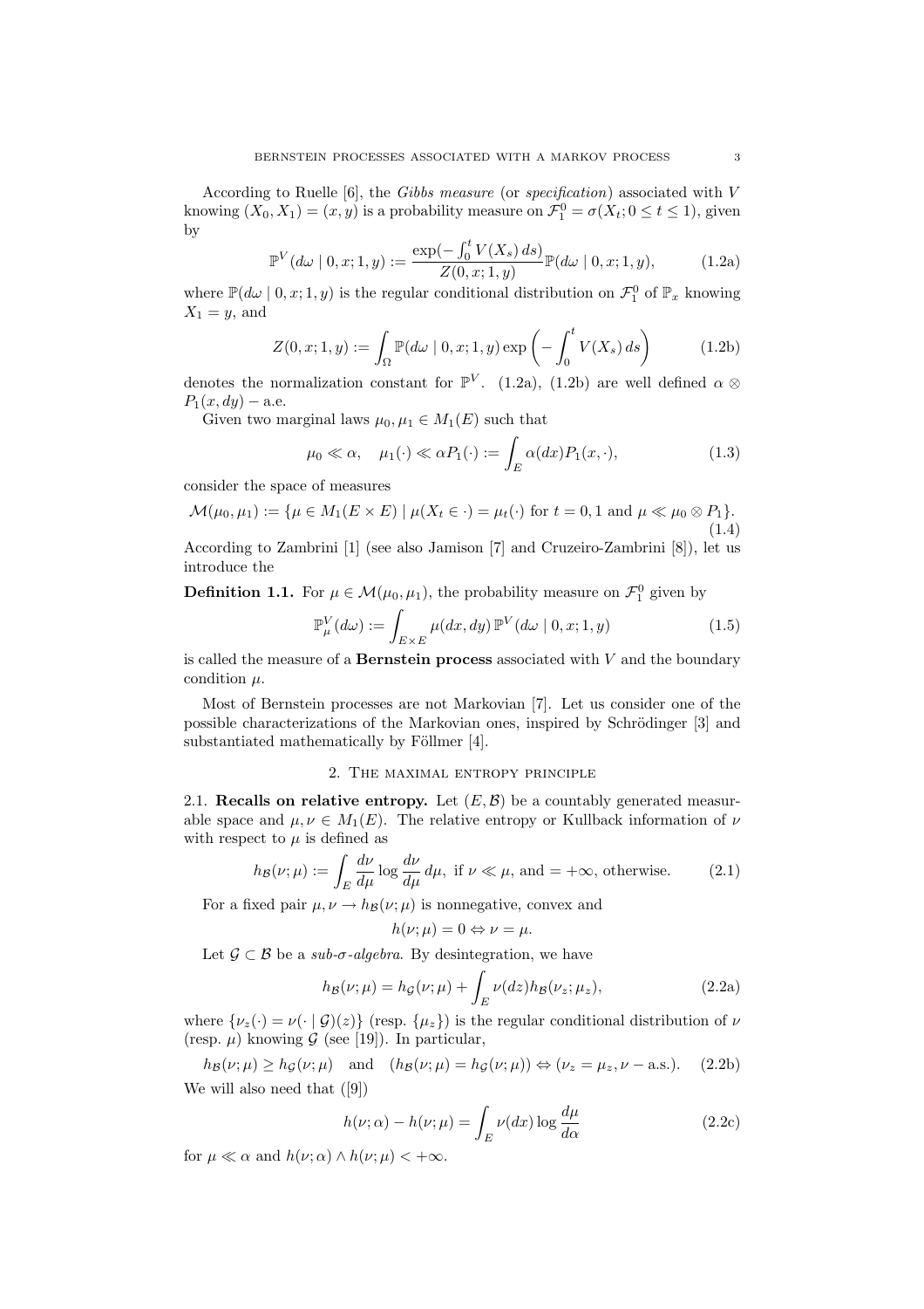According to Ruelle [6], the *Gibbs measure* (or *specification*) associated with $V$ knowing $(X_0, X_1) = (x, y)$ is a probability measure on $\mathcal{F}_1^0 = \sigma(X_t; 0 \le t \le 1)$, given by

$$\mathbb{P}^V(d\omega \mid 0, x; 1, y) := \frac{\exp(-\int_0^t V(X_s)\, ds)}{Z(0, x; 1, y)} \mathbb{P}(d\omega \mid 0, x; 1, y), \tag{1.2a}$$

where $\mathbb{P}(d\omega \mid 0, x; 1, y)$ is the regular conditional distribution on $\mathcal{F}_1^0$ of $\mathbb{P}_x$ knowing $X_1 = y$, and

$$Z(0, x; 1, y) := \int_\Omega \mathbb{P}(d\omega \mid 0, x; 1, y) \exp\left(-\int_0^t V(X_s)\, ds\right) \tag{1.2b}$$

denotes the normalization constant for $\mathbb{P}^V$. (1.2a), (1.2b) are well defined $\alpha \otimes P_1(x, dy)$ – a.e.

Given two marginal laws $\mu_0, \mu_1 \in M_1(E)$ such that

$$\mu_0 \ll \alpha, \quad \mu_1(\cdot) \ll \alpha P_1(\cdot) := \int_E \alpha(dx) P_1(x, \cdot), \tag{1.3}$$

consider the space of measures

$$\mathcal{M}(\mu_0, \mu_1) := \{\mu \in M_1(E \times E) \mid \mu(X_t \in \cdot) = \mu_t(\cdot) \text{ for } t = 0, 1 \text{ and } \mu \ll \mu_0 \otimes P_1\}. \tag{1.4}$$

According to Zambrini [1] (see also Jamison [7] and Cruzeiro-Zambrini [8]), let us introduce the

**Definition 1.1.** For $\mu \in \mathcal{M}(\mu_0, \mu_1)$, the probability measure on $\mathcal{F}_1^0$ given by

$$\mathbb{P}_\mu^V(d\omega) := \int_{E \times E} \mu(dx, dy)\, \mathbb{P}^V(d\omega \mid 0, x; 1, y) \tag{1.5}$$

is called the measure of a **Bernstein process** associated with $V$ and the boundary condition $\mu$.

Most of Bernstein processes are not Markovian [7]. Let us consider one of the possible characterizations of the Markovian ones, inspired by Schrödinger [3] and substantiated mathematically by Föllmer [4].

## 2. The maximal entropy principle

**2.1. Recalls on relative entropy.** Let $(E, \mathcal{B})$ be a countably generated measurable space and $\mu, \nu \in M_1(E)$. The relative entropy or Kullback information of $\nu$ with respect to $\mu$ is defined as

$$h_{\mathcal{B}}(\nu; \mu) := \int_E \frac{d\nu}{d\mu} \log \frac{d\nu}{d\mu}\, d\mu, \text{ if } \nu \ll \mu, \text{ and } = +\infty, \text{ otherwise.} \tag{2.1}$$

For a fixed pair $\mu, \nu \to h_{\mathcal{B}}(\nu; \mu)$ is nonnegative, convex and

$$h(\nu; \mu) = 0 \Leftrightarrow \nu = \mu.$$

Let $\mathcal{G} \subset \mathcal{B}$ be a *sub-$\sigma$-algebra*. By desintegration, we have

$$h_{\mathcal{B}}(\nu; \mu) = h_{\mathcal{G}}(\nu; \mu) + \int_E \nu(dz) h_{\mathcal{B}}(\nu_z; \mu_z), \tag{2.2a}$$

where $\{\nu_z(\cdot) = \nu(\cdot \mid \mathcal{G})(z)\}$ (resp. $\{\mu_z\}$) is the regular conditional distribution of $\nu$ (resp. $\mu$) knowing $\mathcal{G}$ (see [19]). In particular,

$$h_{\mathcal{B}}(\nu; \mu) \ge h_{\mathcal{G}}(\nu; \mu) \quad \text{and} \quad (h_{\mathcal{B}}(\nu; \mu) = h_{\mathcal{G}}(\nu; \mu)) \Leftrightarrow (\nu_z = \mu_z, \nu - \text{a.s.}). \tag{2.2b}$$

We will also need that ([9])

$$h(\nu; \alpha) - h(\nu; \mu) = \int_E \nu(dx) \log \frac{d\mu}{d\alpha} \tag{2.2c}$$

for $\mu \ll \alpha$ and $h(\nu; \alpha) \wedge h(\nu; \mu) < +\infty$.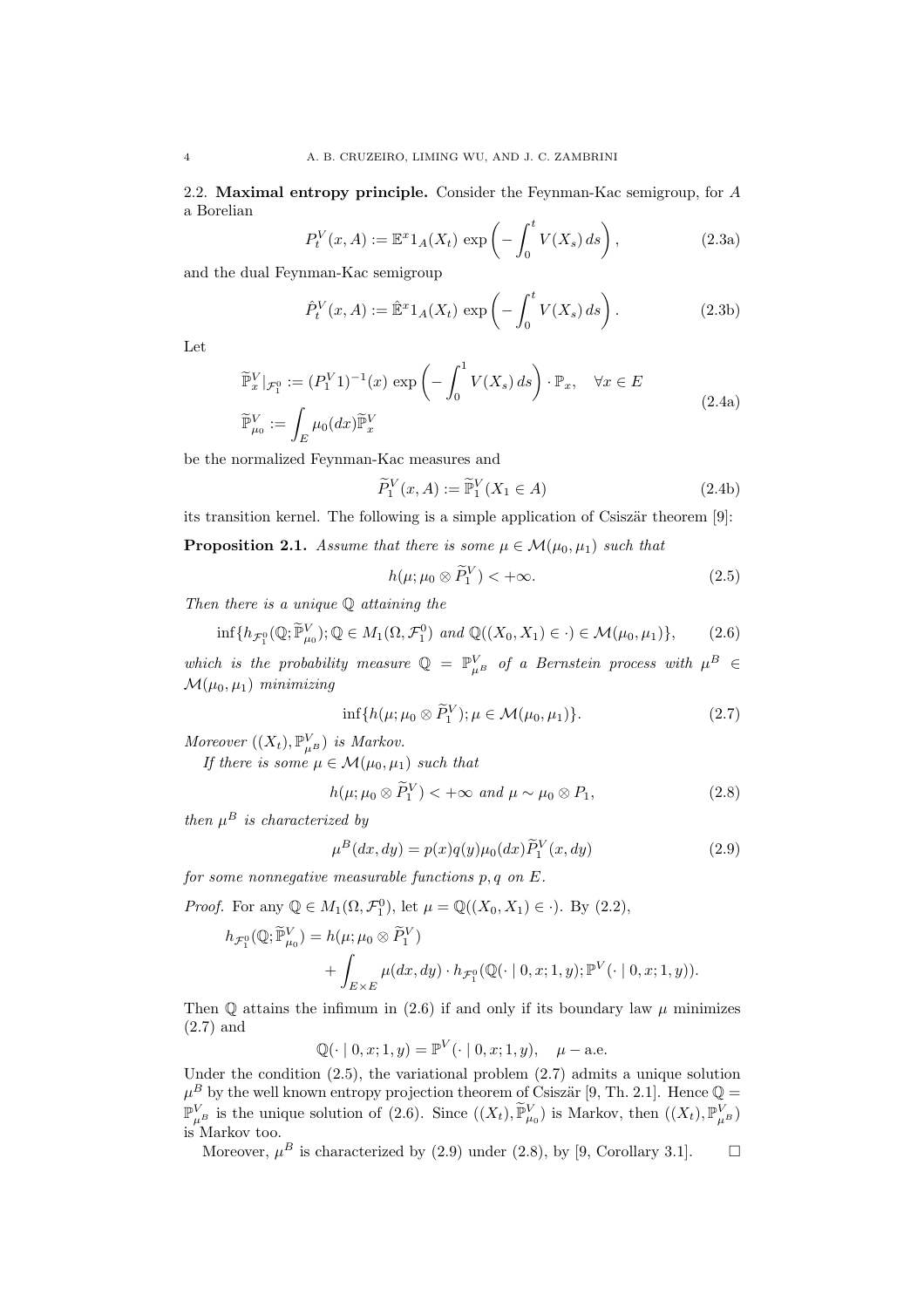**2.2. Maximal entropy principle.** Consider the Feynman-Kac semigroup, for $A$ a Borelian

$$P_t^V(x,A) := \mathbb{E}^x 1_A(X_t) \exp\left(-\int_0^t V(X_s)\,ds\right), \tag{2.3a}$$

and the dual Feynman-Kac semigroup

$$\hat{P}_t^V(x,A) := \hat{\mathbb{E}}^x 1_A(X_t) \exp\left(-\int_0^t V(X_s)\,ds\right). \tag{2.3b}$$

Let

$$\begin{aligned} \widetilde{\mathbb{P}}_x^V|_{\mathcal{F}_1^0} &:= (P_1^V 1)^{-1}(x) \exp\left(-\int_0^1 V(X_s)\,ds\right) \cdot \mathbb{P}_x, \quad \forall x \in E \\ \widetilde{\mathbb{P}}_{\mu_0}^V &:= \int_E \mu_0(dx) \widetilde{\mathbb{P}}_x^V \end{aligned} \tag{2.4a}$$

be the normalized Feynman-Kac measures and

$$\widetilde{P}_1^V(x,A) := \widetilde{\mathbb{P}}_1^V(X_1 \in A) \tag{2.4b}$$

its transition kernel. The following is a simple application of Csiszär theorem [9]:

**Proposition 2.1.** *Assume that there is some $\mu \in \mathcal{M}(\mu_0,\mu_1)$ such that*

$$h(\mu; \mu_0 \otimes \widetilde{P}_1^V) < +\infty. \tag{2.5}$$

*Then there is a unique $\mathbb{Q}$ attaining the*

$$\inf\{h_{\mathcal{F}_1^0}(\mathbb{Q}; \widetilde{\mathbb{P}}_{\mu_0}^V); \mathbb{Q} \in M_1(\Omega, \mathcal{F}_1^0) \text{ and } \mathbb{Q}((X_0,X_1) \in \cdot) \in \mathcal{M}(\mu_0,\mu_1)\}, \tag{2.6}$$

*which is the probability measure $\mathbb{Q} = \mathbb{P}_{\mu^B}^V$ of a Bernstein process with $\mu^B \in \mathcal{M}(\mu_0,\mu_1)$ minimizing*

$$\inf\{h(\mu; \mu_0 \otimes \widetilde{P}_1^V); \mu \in \mathcal{M}(\mu_0,\mu_1)\}. \tag{2.7}$$

*Moreover $((X_t), \mathbb{P}_{\mu^B}^V)$ is Markov.*

*If there is some $\mu \in \mathcal{M}(\mu_0,\mu_1)$ such that*

$$h(\mu; \mu_0 \otimes \widetilde{P}_1^V) < +\infty \text{ and } \mu \sim \mu_0 \otimes P_1, \tag{2.8}$$

*then $\mu^B$ is characterized by*

$$\mu^B(dx,dy) = p(x)q(y)\mu_0(dx)\widetilde{P}_1^V(x,dy) \tag{2.9}$$

*for some nonnegative measurable functions $p,q$ on $E$.*

*Proof.* For any $\mathbb{Q} \in M_1(\Omega, \mathcal{F}_1^0)$, let $\mu = \mathbb{Q}((X_0,X_1) \in \cdot)$. By (2.2),

$$\begin{aligned} h_{\mathcal{F}_1^0}(\mathbb{Q}; \widetilde{\mathbb{P}}_{\mu_0}^V) &= h(\mu; \mu_0 \otimes \widetilde{P}_1^V) \\ &\quad + \int_{E\times E} \mu(dx,dy) \cdot h_{\mathcal{F}_1^0}(\mathbb{Q}(\cdot \mid 0,x;1,y); \mathbb{P}^V(\cdot \mid 0,x;1,y)). \end{aligned}$$

Then $\mathbb{Q}$ attains the infimum in (2.6) if and only if its boundary law $\mu$ minimizes (2.7) and

$$\mathbb{Q}(\cdot \mid 0,x;1,y) = \mathbb{P}^V(\cdot \mid 0,x;1,y), \quad \mu-\text{a.e.}$$

Under the condition (2.5), the variational problem (2.7) admits a unique solution $\mu^B$ by the well known entropy projection theorem of Csiszär [9, Th. 2.1]. Hence $\mathbb{Q} = \mathbb{P}_{\mu^B}^V$ is the unique solution of (2.6). Since $((X_t), \widetilde{\mathbb{P}}_{\mu_0}^V)$ is Markov, then $((X_t), \mathbb{P}_{\mu^B}^V)$ is Markov too.

Moreover, $\mu^B$ is characterized by (2.9) under (2.8), by [9, Corollary 3.1]. $\square$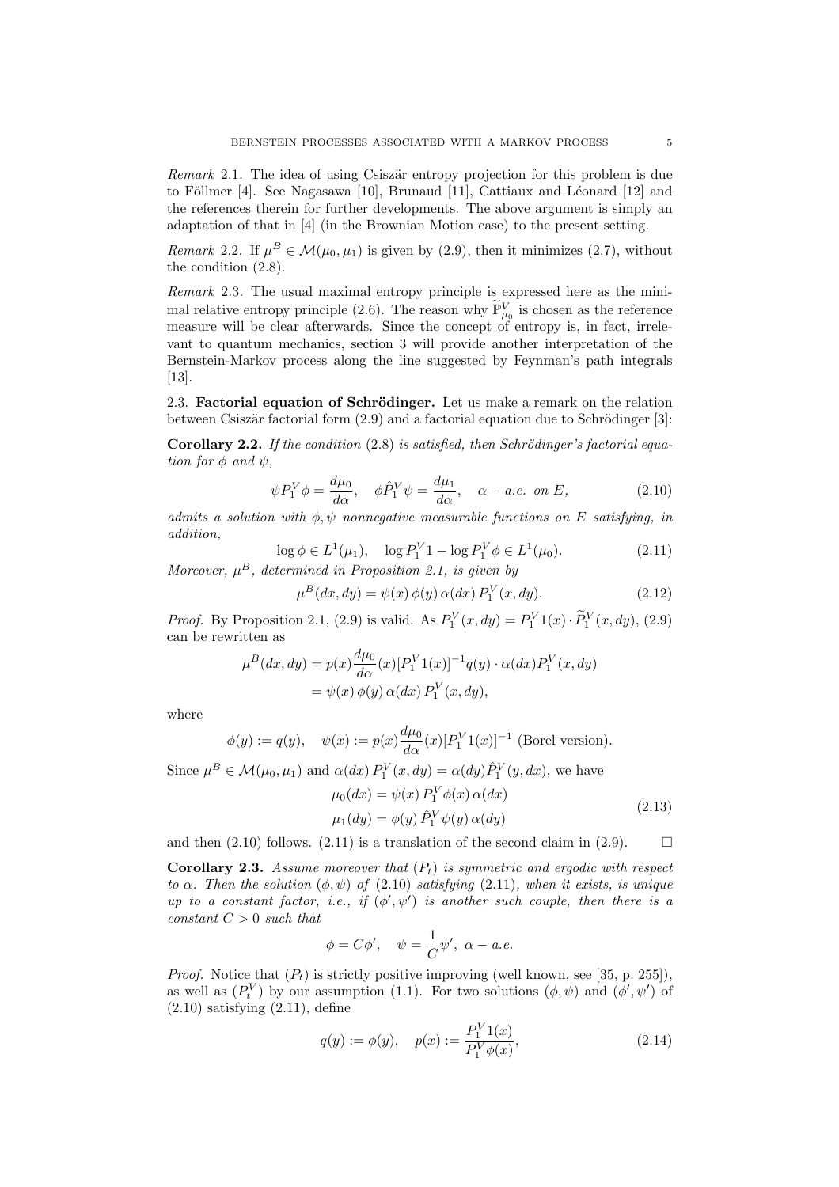*Remark* 2.1. The idea of using Csiszär entropy projection for this problem is due to Föllmer [4]. See Nagasawa [10], Brunaud [11], Cattiaux and Léonard [12] and the references therein for further developments. The above argument is simply an adaptation of that in [4] (in the Brownian Motion case) to the present setting.

*Remark* 2.2. If $\mu^B \in \mathcal{M}(\mu_0, \mu_1)$ is given by (2.9), then it minimizes (2.7), without the condition (2.8).

*Remark* 2.3. The usual maximal entropy principle is expressed here as the minimal relative entropy principle (2.6). The reason why $\widetilde{\mathbb{P}}^V_{\mu_0}$ is chosen as the reference measure will be clear afterwards. Since the concept of entropy is, in fact, irrelevant to quantum mechanics, section 3 will provide another interpretation of the Bernstein-Markov process along the line suggested by Feynman's path integrals [13].

## 2.3. Factorial equation of Schrödinger.

Let us make a remark on the relation between Csiszär factorial form (2.9) and a factorial equation due to Schrödinger [3]:

**Corollary 2.2.** *If the condition* (2.8) *is satisfied, then Schrödinger's factorial equation for $\phi$ and $\psi$,*

$$\psi P_1^V \phi = \frac{d\mu_0}{d\alpha}, \quad \phi \hat{P}_1^V \psi = \frac{d\mu_1}{d\alpha}, \quad \alpha - a.e. \text{ on } E, \tag{2.10}$$

*admits a solution with $\phi, \psi$ nonnegative measurable functions on $E$ satisfying, in addition,*

$$\log \phi \in L^1(\mu_1), \quad \log P_1^V 1 - \log P_1^V \phi \in L^1(\mu_0). \tag{2.11}$$

*Moreover, $\mu^B$, determined in Proposition 2.1, is given by*

$$\mu^B(dx, dy) = \psi(x)\, \phi(y)\, \alpha(dx)\, P_1^V(x, dy). \tag{2.12}$$

*Proof.* By Proposition 2.1, (2.9) is valid. As $P_1^V(x, dy) = P_1^V 1(x) \cdot \widetilde{P}_1^V(x, dy)$, (2.9) can be rewritten as

$$\begin{aligned}
\mu^B(dx, dy) &= p(x) \frac{d\mu_0}{d\alpha}(x) [P_1^V 1(x)]^{-1} q(y) \cdot \alpha(dx) P_1^V(x, dy) \\
&= \psi(x)\, \phi(y)\, \alpha(dx)\, P_1^V(x, dy),
\end{aligned}$$

where

$$\phi(y) := q(y), \quad \psi(x) := p(x) \frac{d\mu_0}{d\alpha}(x) [P_1^V 1(x)]^{-1} \text{ (Borel version)}.$$

Since $\mu^B \in \mathcal{M}(\mu_0, \mu_1)$ and $\alpha(dx)\, P_1^V(x, dy) = \alpha(dy) \hat{P}_1^V(y, dx)$, we have

$$\begin{aligned}
\mu_0(dx) &= \psi(x)\, P_1^V \phi(x)\, \alpha(dx) \\
\mu_1(dy) &= \phi(y)\, \hat{P}_1^V \psi(y)\, \alpha(dy)
\end{aligned} \tag{2.13}$$

and then (2.10) follows. (2.11) is a translation of the second claim in (2.9). $\square$

**Corollary 2.3.** *Assume moreover that $(P_t)$ is symmetric and ergodic with respect to $\alpha$. Then the solution $(\phi, \psi)$ of* (2.10) *satisfying* (2.11)*, when it exists, is unique up to a constant factor, i.e., if $(\phi', \psi')$ is another such couple, then there is a constant $C > 0$ such that*

$$\phi = C\phi', \quad \psi = \frac{1}{C}\psi', \ \alpha - a.e.$$

*Proof.* Notice that $(P_t)$ is strictly positive improving (well known, see [35, p. 255]), as well as $(P_t^V)$ by our assumption (1.1). For two solutions $(\phi, \psi)$ and $(\phi', \psi')$ of (2.10) satisfying (2.11), define

$$q(y) := \phi(y), \quad p(x) := \frac{P_1^V 1(x)}{P_1^V \phi(x)}, \tag{2.14}$$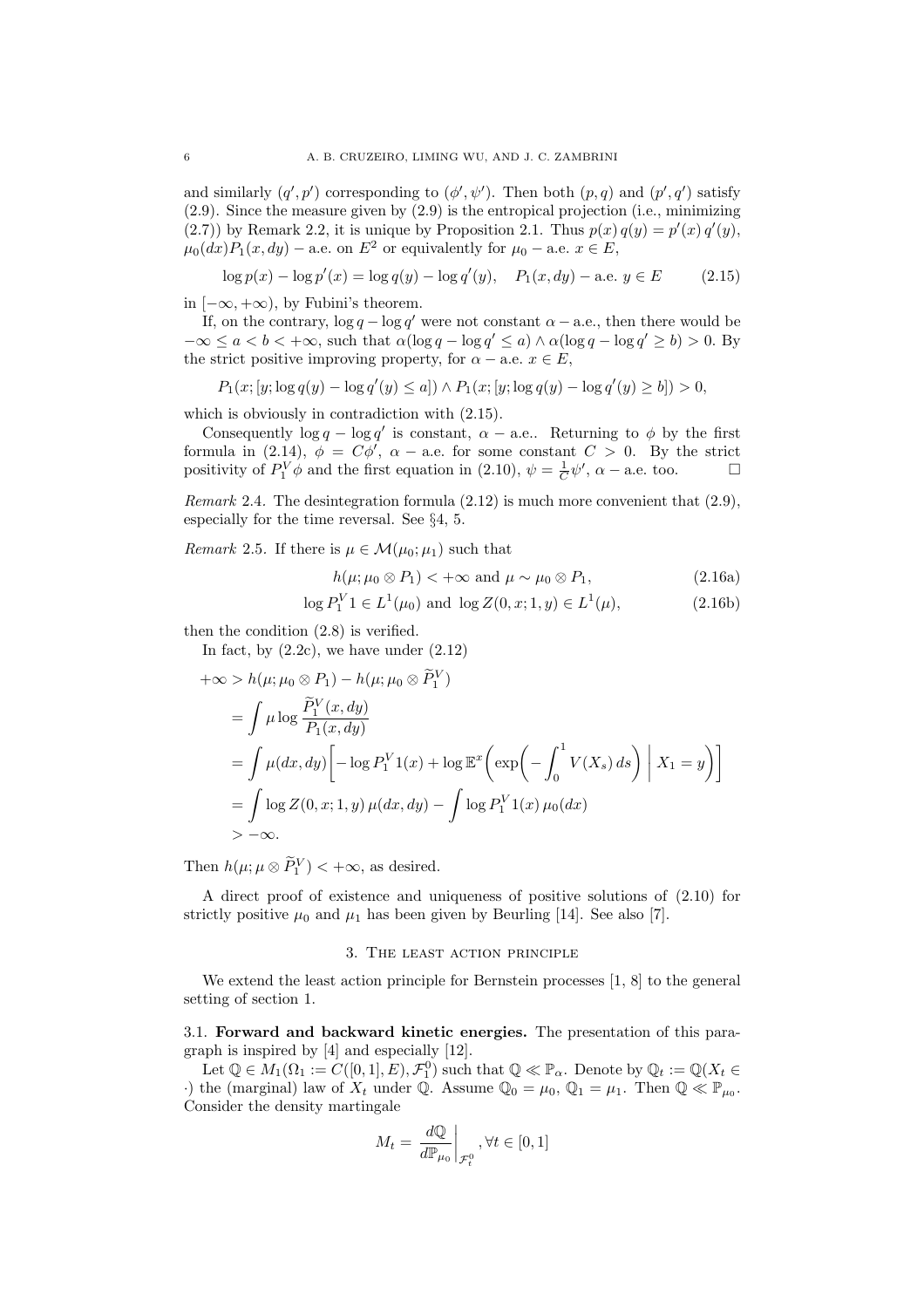and similarly $(q', p')$ corresponding to $(\phi', \psi')$. Then both $(p, q)$ and $(p', q')$ satisfy (2.9). Since the measure given by (2.9) is the entropical projection (i.e., minimizing (2.7)) by Remark 2.2, it is unique by Proposition 2.1. Thus $p(x)\, q(y) = p'(x)\, q'(y)$, $\mu_0(dx)P_1(x, dy) -$ a.e. on $E^2$ or equivalently for $\mu_0 -$ a.e. $x \in E$,

$$\log p(x) - \log p'(x) = \log q(y) - \log q'(y), \quad P_1(x, dy) - \text{a.e. } y \in E \tag{2.15}$$

in $[-\infty, +\infty)$, by Fubini's theorem.

If, on the contrary, $\log q - \log q'$ were not constant $\alpha -$ a.e., then there would be $-\infty \le a < b < +\infty$, such that $\alpha(\log q - \log q' \le a) \wedge \alpha(\log q - \log q' \ge b) > 0$. By the strict positive improving property, for $\alpha -$ a.e. $x \in E$,

$$P_1(x; [y; \log q(y) - \log q'(y) \le a]) \wedge P_1(x; [y; \log q(y) - \log q'(y) \ge b]) > 0,$$

which is obviously in contradiction with (2.15).

Consequently $\log q - \log q'$ is constant, $\alpha -$ a.e.. Returning to $\phi$ by the first formula in (2.14), $\phi = C\phi'$, $\alpha -$ a.e. for some constant $C > 0$. By the strict positivity of $P_1^V \phi$ and the first equation in (2.10), $\psi = \frac{1}{C}\psi'$, $\alpha -$ a.e. too. □

*Remark* 2.4. The desintegration formula (2.12) is much more convenient that (2.9), especially for the time reversal. See §4, 5.

*Remark* 2.5. If there is $\mu \in \mathcal{M}(\mu_0; \mu_1)$ such that

$$h(\mu; \mu_0 \otimes P_1) < +\infty \text{ and } \mu \sim \mu_0 \otimes P_1, \tag{2.16a}$$

$$\log P_1^V 1 \in L^1(\mu_0) \text{ and } \log Z(0, x; 1, y) \in L^1(\mu), \tag{2.16b}$$

then the condition (2.8) is verified.

In fact, by (2.2c), we have under (2.12)

$$\begin{aligned}
+\infty &> h(\mu; \mu_0 \otimes P_1) - h(\mu; \mu_0 \otimes \widetilde{P}_1^V) \\
&= \int \mu \log \frac{\widetilde{P}_1^V(x, dy)}{P_1(x, dy)} \\
&= \int \mu(dx, dy) \left[ -\log P_1^V 1(x) + \log \mathbb{E}^x \left( \exp\left( -\int_0^1 V(X_s)\, ds \right) \,\middle|\, X_1 = y \right) \right] \\
&= \int \log Z(0, x; 1, y)\, \mu(dx, dy) - \int \log P_1^V 1(x)\, \mu_0(dx) \\
&> -\infty.
\end{aligned}$$

Then $h(\mu; \mu \otimes \widetilde{P}_1^V) < +\infty$, as desired.

A direct proof of existence and uniqueness of positive solutions of (2.10) for strictly positive $\mu_0$ and $\mu_1$ has been given by Beurling [14]. See also [7].

## 3. The least action principle

We extend the least action principle for Bernstein processes [1, 8] to the general setting of section 1.

**3.1. Forward and backward kinetic energies.** The presentation of this paragraph is inspired by [4] and especially [12].

Let $\mathbb{Q} \in M_1(\Omega_1 := C([0, 1], E), \mathcal{F}_1^0)$ such that $\mathbb{Q} \ll \mathbb{P}_\alpha$. Denote by $\mathbb{Q}_t := \mathbb{Q}(X_t \in \cdot)$ the (marginal) law of $X_t$ under $\mathbb{Q}$. Assume $\mathbb{Q}_0 = \mu_0$, $\mathbb{Q}_1 = \mu_1$. Then $\mathbb{Q} \ll \mathbb{P}_{\mu_0}$. Consider the density martingale

$$M_t = \left. \frac{d\mathbb{Q}}{d\mathbb{P}_{\mu_0}} \right|_{\mathcal{F}_t^0}, \forall t \in [0, 1]$$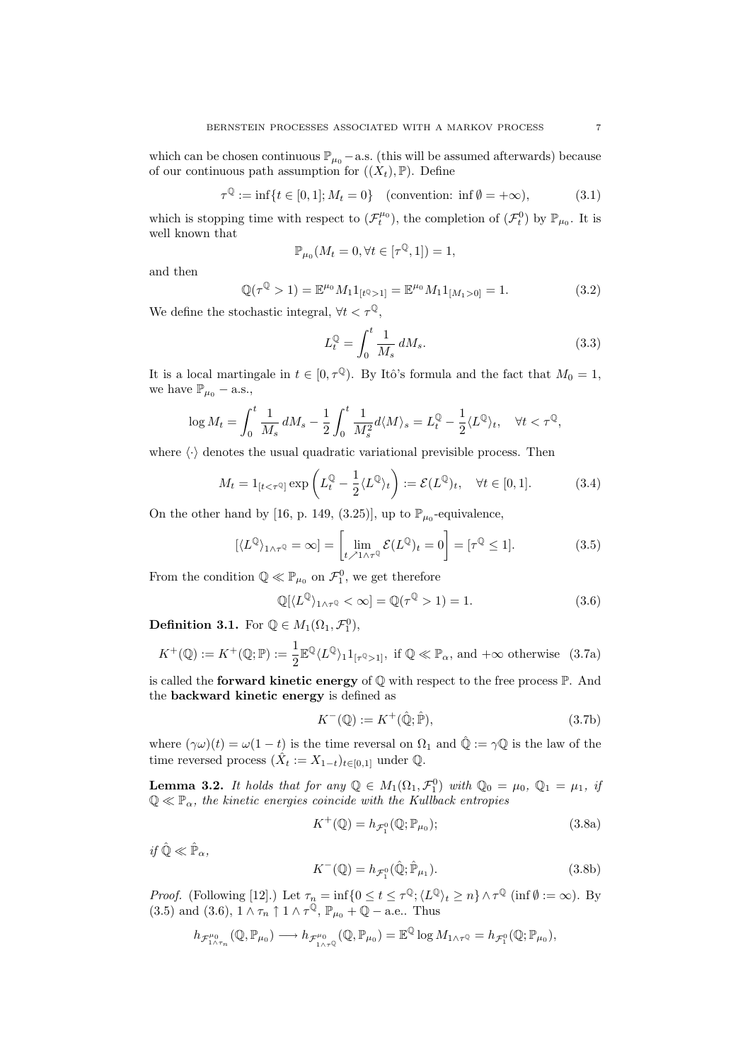which can be chosen continuous $\mathbb{P}_{\mu_0}$ −a.s. (this will be assumed afterwards) because of our continuous path assumption for $((X_t), \mathbb{P})$. Define

$$\tau^{\mathbb{Q}} := \inf\{t \in [0,1]; M_t = 0\} \quad \text{(convention: } \inf \emptyset = +\infty), \tag{3.1}$$

which is stopping time with respect to $(\mathcal{F}_t^{\mu_0})$, the completion of $(\mathcal{F}_t^0)$ by $\mathbb{P}_{\mu_0}$. It is well known that

$$\mathbb{P}_{\mu_0}(M_t = 0, \forall t \in [\tau^{\mathbb{Q}}, 1]) = 1,$$

and then

$$\mathbb{Q}(\tau^{\mathbb{Q}} > 1) = \mathbb{E}^{\mu_0} M_1 1_{[t^{\mathbb{Q}} > 1]} = \mathbb{E}^{\mu_0} M_1 1_{[M_1 > 0]} = 1. \tag{3.2}$$

We define the stochastic integral, $\forall t < \tau^{\mathbb{Q}}$,

$$L_t^{\mathbb{Q}} = \int_0^t \frac{1}{M_s}\, dM_s. \tag{3.3}$$

It is a local martingale in $t \in [0, \tau^{\mathbb{Q}})$. By Itô's formula and the fact that $M_0 = 1$, we have $\mathbb{P}_{\mu_0}$ − a.s.,

$$\log M_t = \int_0^t \frac{1}{M_s}\, dM_s - \frac{1}{2}\int_0^t \frac{1}{M_s^2} d\langle M\rangle_s = L_t^{\mathbb{Q}} - \frac{1}{2}\langle L^{\mathbb{Q}}\rangle_t, \quad \forall t < \tau^{\mathbb{Q}},$$

where $\langle\cdot\rangle$ denotes the usual quadratic variational previsible process. Then

$$M_t = 1_{[t<\tau^{\mathbb{Q}}]} \exp\left(L_t^{\mathbb{Q}} - \frac{1}{2}\langle L^{\mathbb{Q}}\rangle_t\right) := \mathcal{E}(L^{\mathbb{Q}})_t, \quad \forall t \in [0,1]. \tag{3.4}$$

On the other hand by [16, p. 149, (3.25)], up to $\mathbb{P}_{\mu_0}$-equivalence,

$$[\langle L^{\mathbb{Q}}\rangle_{1\wedge\tau^{\mathbb{Q}}} = \infty] = \left[\lim_{t\nearrow 1\wedge\tau^{\mathbb{Q}}} \mathcal{E}(L^{\mathbb{Q}})_t = 0\right] = [\tau^{\mathbb{Q}} \le 1]. \tag{3.5}$$

From the condition $\mathbb{Q} \ll \mathbb{P}_{\mu_0}$ on $\mathcal{F}_1^0$, we get therefore

$$\mathbb{Q}[\langle L^{\mathbb{Q}}\rangle_{1\wedge\tau^{\mathbb{Q}}} < \infty] = \mathbb{Q}(\tau^{\mathbb{Q}} > 1) = 1. \tag{3.6}$$

**Definition 3.1.** For $\mathbb{Q} \in M_1(\Omega_1, \mathcal{F}_1^0)$,

$$K^+(\mathbb{Q}) := K^+(\mathbb{Q}; \mathbb{P}) := \frac{1}{2}\mathbb{E}^{\mathbb{Q}}\langle L^{\mathbb{Q}}\rangle_1 1_{[\tau^{\mathbb{Q}}>1]}, \text{ if } \mathbb{Q} \ll \mathbb{P}_\alpha, \text{ and } +\infty \text{ otherwise} \tag{3.7a}$$

is called the **forward kinetic energy** of $\mathbb{Q}$ with respect to the free process $\mathbb{P}$. And the **backward kinetic energy** is defined as

$$K^-(\mathbb{Q}) := K^+(\hat{\mathbb{Q}}; \hat{\mathbb{P}}), \tag{3.7b}$$

where $(\gamma\omega)(t) = \omega(1-t)$ is the time reversal on $\Omega_1$ and $\hat{\mathbb{Q}} := \gamma\mathbb{Q}$ is the law of the time reversed process $(\hat{X}_t := X_{1-t})_{t\in[0,1]}$ under $\mathbb{Q}$.

**Lemma 3.2.** *It holds that for any $\mathbb{Q} \in M_1(\Omega_1, \mathcal{F}_1^0)$ with $\mathbb{Q}_0 = \mu_0$, $\mathbb{Q}_1 = \mu_1$, if $\mathbb{Q} \ll \mathbb{P}_\alpha$, the kinetic energies coincide with the Kullback entropies*

$$K^+(\mathbb{Q}) = h_{\mathcal{F}_1^0}(\mathbb{Q}; \mathbb{P}_{\mu_0}); \tag{3.8a}$$

*if $\hat{\mathbb{Q}} \ll \hat{\mathbb{P}}_\alpha$,*

$$K^-(\mathbb{Q}) = h_{\mathcal{F}_1^0}(\hat{\mathbb{Q}}; \hat{\mathbb{P}}_{\mu_1}). \tag{3.8b}$$

*Proof.* (Following [12].) Let $\tau_n = \inf\{0 \le t \le \tau^{\mathbb{Q}}; \langle L^{\mathbb{Q}}\rangle_t \ge n\} \wedge \tau^{\mathbb{Q}}$ ($\inf \emptyset := \infty$). By (3.5) and (3.6), $1 \wedge \tau_n \uparrow 1 \wedge \tau^{\mathbb{Q}}$, $\mathbb{P}_{\mu_0} + \mathbb{Q}$ − a.e.. Thus

$$h_{\mathcal{F}^{\mu_0}_{1\wedge\tau_n}}(\mathbb{Q}, \mathbb{P}_{\mu_0}) \longrightarrow h_{\mathcal{F}^{\mu_0}_{1\wedge\tau^{\mathbb{Q}}}}(\mathbb{Q}, \mathbb{P}_{\mu_0}) = \mathbb{E}^{\mathbb{Q}} \log M_{1\wedge\tau^{\mathbb{Q}}} = h_{\mathcal{F}_1^0}(\mathbb{Q}; \mathbb{P}_{\mu_0}),$$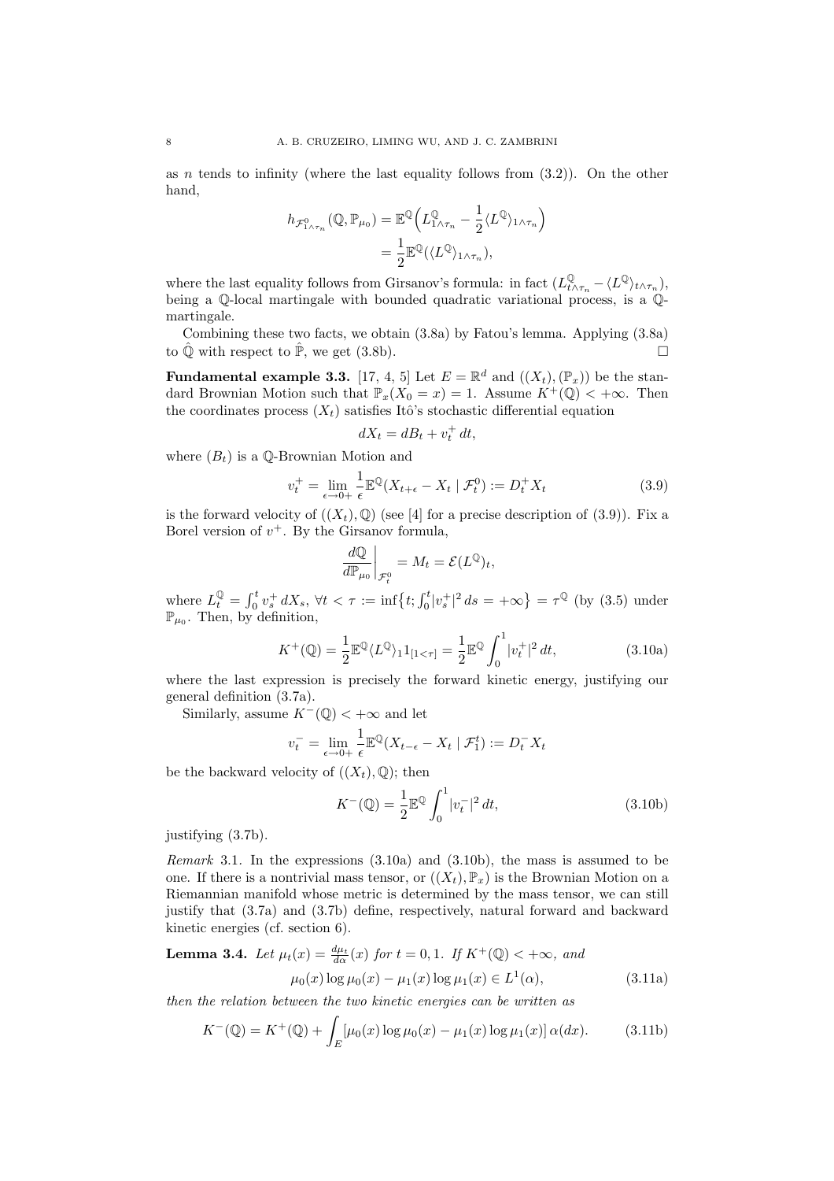as $n$ tends to infinity (where the last equality follows from (3.2)). On the other hand,

$$h_{\mathcal{F}^0_{1\wedge\tau_n}}(\mathbb{Q},\mathbb{P}_{\mu_0}) = \mathbb{E}^{\mathbb{Q}}\Big(L^{\mathbb{Q}}_{1\wedge\tau_n} - \frac{1}{2}\langle L^{\mathbb{Q}}\rangle_{1\wedge\tau_n}\Big)$$
$$= \frac{1}{2}\mathbb{E}^{\mathbb{Q}}(\langle L^{\mathbb{Q}}\rangle_{1\wedge\tau_n}),$$

where the last equality follows from Girsanov's formula: in fact $(L^{\mathbb{Q}}_{t\wedge\tau_n} - \langle L^{\mathbb{Q}}\rangle_{t\wedge\tau_n})$, being a $\mathbb{Q}$-local martingale with bounded quadratic variational process, is a $\mathbb{Q}$-martingale.

Combining these two facts, we obtain (3.8a) by Fatou's lemma. Applying (3.8a) to $\hat{\mathbb{Q}}$ with respect to $\hat{\mathbb{P}}$, we get (3.8b). $\square$

**Fundamental example 3.3.** [17, 4, 5] Let $E = \mathbb{R}^d$ and $((X_t),(\mathbb{P}_x))$ be the standard Brownian Motion such that $\mathbb{P}_x(X_0 = x) = 1$. Assume $K^+(\mathbb{Q}) < +\infty$. Then the coordinates process $(X_t)$ satisfies Itô's stochastic differential equation

$$dX_t = dB_t + v_t^+\,dt,$$

where $(B_t)$ is a $\mathbb{Q}$-Brownian Motion and

$$v_t^+ = \lim_{\epsilon\to 0+}\frac{1}{\epsilon}\mathbb{E}^{\mathbb{Q}}(X_{t+\epsilon} - X_t \mid \mathcal{F}^0_t) := D_t^+ X_t \tag{3.9}$$

is the forward velocity of $((X_t),\mathbb{Q})$ (see [4] for a precise description of (3.9)). Fix a Borel version of $v^+$. By the Girsanov formula,

$$\frac{d\mathbb{Q}}{d\mathbb{P}_{\mu_0}}\bigg|_{\mathcal{F}^0_t} = M_t = \mathcal{E}(L^{\mathbb{Q}})_t,$$

where $L^{\mathbb{Q}}_t = \int_0^t v_s^+\,dX_s$, $\forall t < \tau := \inf\{t; \int_0^t |v_s^+|^2\,ds = +\infty\} = \tau^{\mathbb{Q}}$ (by (3.5) under $\mathbb{P}_{\mu_0}$. Then, by definition,

$$K^+(\mathbb{Q}) = \frac{1}{2}\mathbb{E}^{\mathbb{Q}}\langle L^{\mathbb{Q}}\rangle_1 1_{[1<\tau]} = \frac{1}{2}\mathbb{E}^{\mathbb{Q}}\int_0^1 |v_t^+|^2\,dt, \tag{3.10a}$$

where the last expression is precisely the forward kinetic energy, justifying our general definition (3.7a).

Similarly, assume $K^-(\mathbb{Q}) < +\infty$ and let

$$v_t^- = \lim_{\epsilon\to 0+}\frac{1}{\epsilon}\mathbb{E}^{\mathbb{Q}}(X_{t-\epsilon} - X_t \mid \mathcal{F}^t_1) := D_t^- X_t$$

be the backward velocity of $((X_t),\mathbb{Q})$; then

$$K^-(\mathbb{Q}) = \frac{1}{2}\mathbb{E}^{\mathbb{Q}}\int_0^1 |v_t^-|^2\,dt, \tag{3.10b}$$

justifying (3.7b).

*Remark* 3.1. In the expressions (3.10a) and (3.10b), the mass is assumed to be one. If there is a nontrivial mass tensor, or $((X_t),\mathbb{P}_x)$ is the Brownian Motion on a Riemannian manifold whose metric is determined by the mass tensor, we can still justify that (3.7a) and (3.7b) define, respectively, natural forward and backward kinetic energies (cf. section 6).

**Lemma 3.4.** *Let $\mu_t(x) = \frac{d\mu_t}{d\alpha}(x)$ for $t = 0, 1$. If $K^+(\mathbb{Q}) < +\infty$, and*

$$\mu_0(x)\log\mu_0(x) - \mu_1(x)\log\mu_1(x) \in L^1(\alpha), \tag{3.11a}$$

*then the relation between the two kinetic energies can be written as*

$$K^-(\mathbb{Q}) = K^+(\mathbb{Q}) + \int_E [\mu_0(x)\log\mu_0(x) - \mu_1(x)\log\mu_1(x)]\,\alpha(dx). \tag{3.11b}$$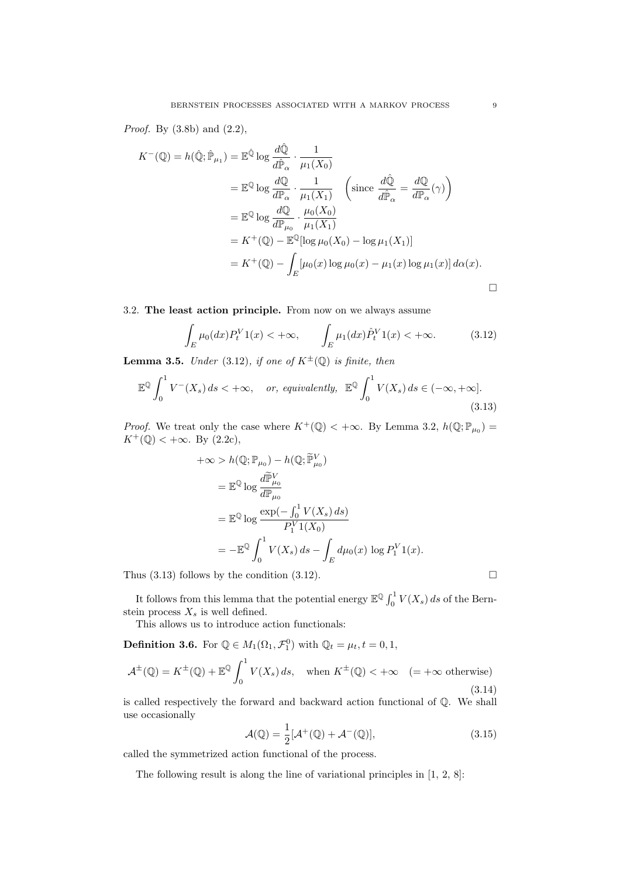*Proof.* By (3.8b) and (2.2),

$$
\begin{aligned}
K^-(\mathbb{Q}) = h(\hat{\mathbb{Q}}; \hat{\mathbb{P}}_{\mu_1}) &= \mathbb{E}^{\hat{\mathbb{Q}}} \log \frac{d\hat{\mathbb{Q}}}{d\hat{\mathbb{P}}_\alpha} \cdot \frac{1}{\mu_1(X_0)} \\
&= \mathbb{E}^{\mathbb{Q}} \log \frac{d\mathbb{Q}}{d\mathbb{P}_\alpha} \cdot \frac{1}{\mu_1(X_1)} \quad \left(\text{since } \frac{d\hat{\mathbb{Q}}}{d\hat{\mathbb{P}}_\alpha} = \frac{d\mathbb{Q}}{d\mathbb{P}_\alpha}(\gamma)\right) \\
&= \mathbb{E}^{\mathbb{Q}} \log \frac{d\mathbb{Q}}{d\mathbb{P}_{\mu_0}} \cdot \frac{\mu_0(X_0)}{\mu_1(X_1)} \\
&= K^+(\mathbb{Q}) - \mathbb{E}^{\mathbb{Q}}[\log \mu_0(X_0) - \log \mu_1(X_1)] \\
&= K^+(\mathbb{Q}) - \int_E [\mu_0(x) \log \mu_0(x) - \mu_1(x) \log \mu_1(x)] \, d\alpha(x).
\end{aligned}
$$

□

3.2. **The least action principle.** From now on we always assume

$$
\int_E \mu_0(dx) P_t^V 1(x) < +\infty, \qquad \int_E \mu_1(dx) \hat{P}_t^V 1(x) < +\infty. \tag{3.12}
$$

**Lemma 3.5.** *Under* (3.12)*, if one of* $K^\pm(\mathbb{Q})$ *is finite, then*

$$
\mathbb{E}^{\mathbb{Q}} \int_0^1 V^-(X_s) \, ds < +\infty, \quad \textit{or, equivalently,} \;\; \mathbb{E}^{\mathbb{Q}} \int_0^1 V(X_s) \, ds \in (-\infty, +\infty]. \tag{3.13}
$$

*Proof.* We treat only the case where $K^+(\mathbb{Q}) < +\infty$. By Lemma 3.2, $h(\mathbb{Q}; \mathbb{P}_{\mu_0}) = K^+(\mathbb{Q}) < +\infty$. By (2.2c),

$$
\begin{aligned}
+\infty &> h(\mathbb{Q}; \mathbb{P}_{\mu_0}) - h(\mathbb{Q}; \widetilde{\mathbb{P}}_{\mu_0}^V) \\
&= \mathbb{E}^{\mathbb{Q}} \log \frac{d\widetilde{\mathbb{P}}_{\mu_0}^V}{d\mathbb{P}_{\mu_0}} \\
&= \mathbb{E}^{\mathbb{Q}} \log \frac{\exp(-\int_0^1 V(X_s) \, ds)}{P_1^V 1(X_0)} \\
&= -\mathbb{E}^{\mathbb{Q}} \int_0^1 V(X_s) \, ds - \int_E d\mu_0(x) \, \log P_1^V 1(x).
\end{aligned}
$$

Thus (3.13) follows by the condition (3.12). □

It follows from this lemma that the potential energy $\mathbb{E}^{\mathbb{Q}} \int_0^1 V(X_s) \, ds$ of the Bernstein process $X_s$ is well defined.

This allows us to introduce action functionals:

**Definition 3.6.** For $\mathbb{Q} \in M_1(\Omega_1, \mathcal{F}_1^0)$ with $\mathbb{Q}_t = \mu_t, t = 0, 1$,

$$
\mathcal{A}^\pm(\mathbb{Q}) = K^\pm(\mathbb{Q}) + \mathbb{E}^{\mathbb{Q}} \int_0^1 V(X_s) \, ds, \quad \text{when } K^\pm(\mathbb{Q}) < +\infty \quad (= +\infty \text{ otherwise}) \tag{3.14}
$$

is called respectively the forward and backward action functional of $\mathbb{Q}$. We shall use occasionally

$$
\mathcal{A}(\mathbb{Q}) = \frac{1}{2}[\mathcal{A}^+(\mathbb{Q}) + \mathcal{A}^-(\mathbb{Q})], \tag{3.15}
$$

called the symmetrized action functional of the process.

The following result is along the line of variational principles in [1, 2, 8]: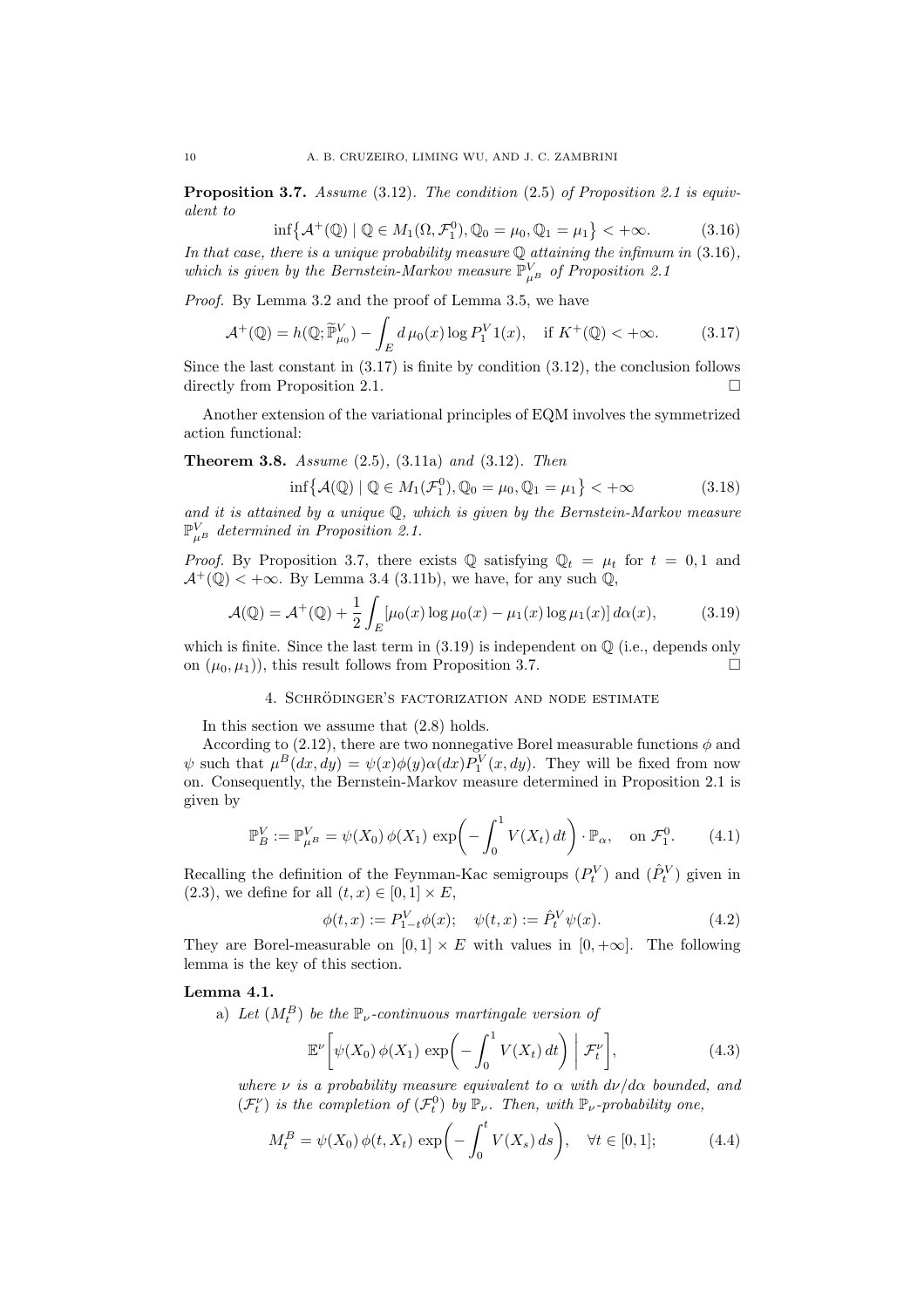**Proposition 3.7.** *Assume* (3.12). *The condition* (2.5) *of Proposition 2.1 is equivalent to*

$$\inf\{\mathcal{A}^+(\mathbb{Q}) \mid \mathbb{Q} \in M_1(\Omega, \mathcal{F}_1^0), \mathbb{Q}_0 = \mu_0, \mathbb{Q}_1 = \mu_1\} < +\infty. \tag{3.16}$$

*In that case, there is a unique probability measure* $\mathbb{Q}$ *attaining the infimum in* (3.16), *which is given by the Bernstein-Markov measure* $\mathbb{P}^V_{\mu^B}$ *of Proposition 2.1*

*Proof.* By Lemma 3.2 and the proof of Lemma 3.5, we have

$$\mathcal{A}^+(\mathbb{Q}) = h(\mathbb{Q}; \widetilde{\mathbb{P}}^V_{\mu_0}) - \int_E d\,\mu_0(x) \log P_1^V 1(x), \quad \text{if } K^+(\mathbb{Q}) < +\infty. \tag{3.17}$$

Since the last constant in (3.17) is finite by condition (3.12), the conclusion follows directly from Proposition 2.1. $\square$

Another extension of the variational principles of EQM involves the symmetrized action functional:

**Theorem 3.8.** *Assume* (2.5), (3.11a) *and* (3.12). *Then*

$$\inf\{\mathcal{A}(\mathbb{Q}) \mid \mathbb{Q} \in M_1(\mathcal{F}_1^0), \mathbb{Q}_0 = \mu_0, \mathbb{Q}_1 = \mu_1\} < +\infty \tag{3.18}$$

*and it is attained by a unique* $\mathbb{Q}$, *which is given by the Bernstein-Markov measure* $\mathbb{P}^V_{\mu^B}$ *determined in Proposition 2.1.*

*Proof.* By Proposition 3.7, there exists $\mathbb{Q}$ satisfying $\mathbb{Q}_t = \mu_t$ for $t = 0, 1$ and $\mathcal{A}^+(\mathbb{Q}) < +\infty$. By Lemma 3.4 (3.11b), we have, for any such $\mathbb{Q}$,

$$\mathcal{A}(\mathbb{Q}) = \mathcal{A}^+(\mathbb{Q}) + \frac{1}{2}\int_E [\mu_0(x)\log\mu_0(x) - \mu_1(x)\log\mu_1(x)]\, d\alpha(x), \tag{3.19}$$

which is finite. Since the last term in (3.19) is independent on $\mathbb{Q}$ (i.e., depends only on $(\mu_0, \mu_1)$), this result follows from Proposition 3.7. $\square$

## 4. Schrödinger's factorization and node estimate

In this section we assume that (2.8) holds.

According to (2.12), there are two nonnegative Borel measurable functions $\phi$ and $\psi$ such that $\mu^B(dx, dy) = \psi(x)\phi(y)\alpha(dx)P_1^V(x, dy)$. They will be fixed from now on. Consequently, the Bernstein-Markov measure determined in Proposition 2.1 is given by

$$\mathbb{P}^V_B := \mathbb{P}^V_{\mu^B} = \psi(X_0)\,\phi(X_1)\,\exp\biggl(-\int_0^1 V(X_t)\,dt\biggr)\cdot\mathbb{P}_\alpha, \quad \text{on } \mathcal{F}_1^0. \tag{4.1}$$

Recalling the definition of the Feynman-Kac semigroups $(P_t^V)$ and $(\hat{P}_t^V)$ given in (2.3), we define for all $(t, x) \in [0, 1] \times E$,

$$\phi(t, x) := P_{1-t}^V \phi(x); \quad \psi(t, x) := \hat{P}_t^V \psi(x). \tag{4.2}$$

They are Borel-measurable on $[0, 1] \times E$ with values in $[0, +\infty]$. The following lemma is the key of this section.

**Lemma 4.1.**

a) *Let* $(M_t^B)$ *be the* $\mathbb{P}_\nu$*-continuous martingale version of*

$$\mathbb{E}^\nu\biggl[\psi(X_0)\,\phi(X_1)\,\exp\biggl(-\int_0^1 V(X_t)\,dt\biggr)\,\bigg|\,\mathcal{F}_t^\nu\biggr], \tag{4.3}$$

*where* $\nu$ *is a probability measure equivalent to* $\alpha$ *with* $d\nu/d\alpha$ *bounded, and* $(\mathcal{F}_t^\nu)$ *is the completion of* $(\mathcal{F}_t^0)$ *by* $\mathbb{P}_\nu$. *Then, with* $\mathbb{P}_\nu$*-probability one,*

$$M_t^B = \psi(X_0)\,\phi(t, X_t)\,\exp\biggl(-\int_0^t V(X_s)\,ds\biggr), \quad \forall t \in [0, 1]; \tag{4.4}$$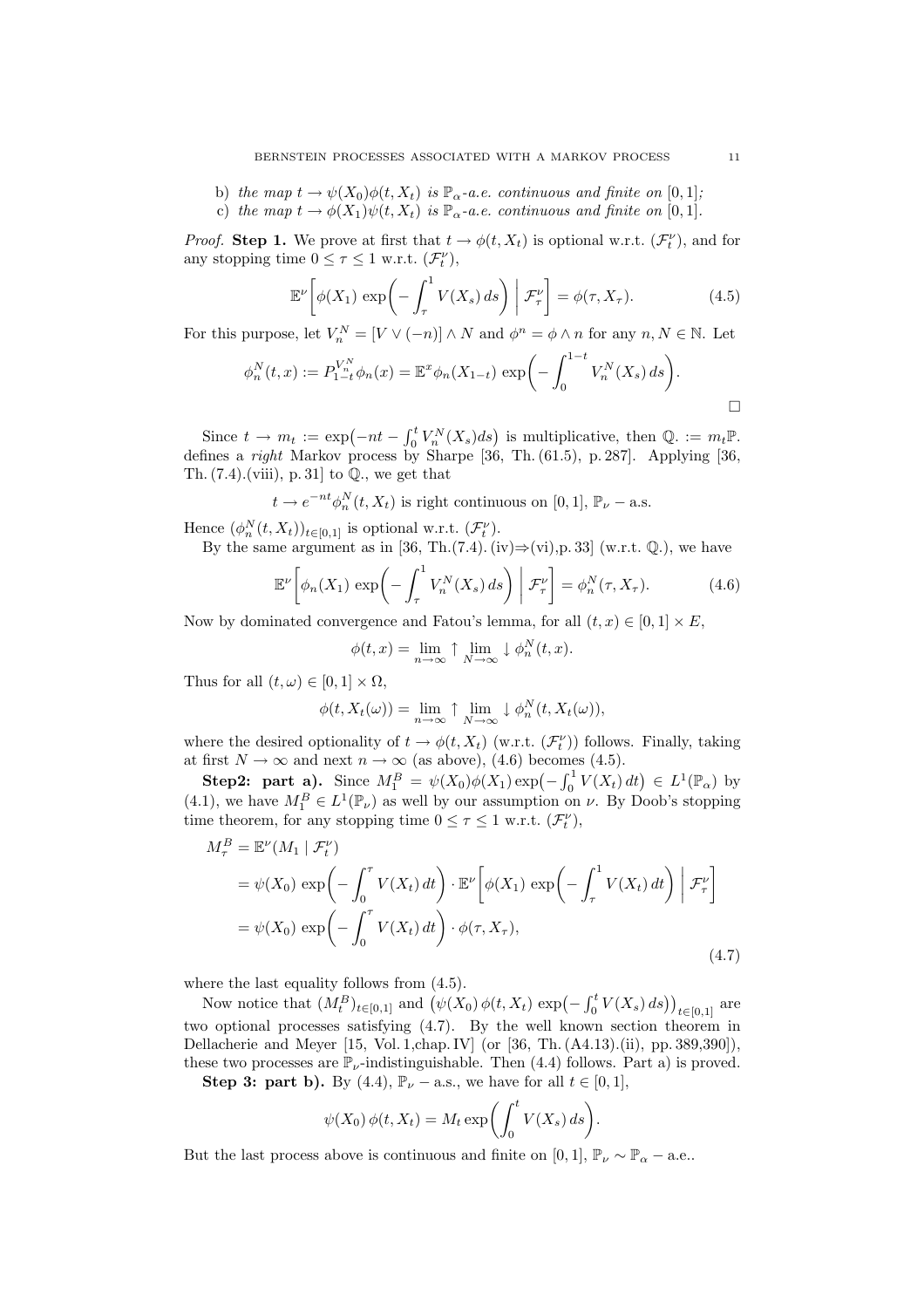b) *the map* $t \to \psi(X_0)\phi(t, X_t)$ *is* $\mathbb{P}_\alpha$*-a.e. continuous and finite on* $[0,1]$*;*
c) *the map* $t \to \phi(X_1)\psi(t, X_t)$ *is* $\mathbb{P}_\alpha$*-a.e. continuous and finite on* $[0,1]$.

*Proof.* **Step 1.** We prove at first that $t \to \phi(t, X_t)$ is optional w.r.t. $(\mathcal{F}_t^\nu)$, and for any stopping time $0 \le \tau \le 1$ w.r.t. $(\mathcal{F}_t^\nu)$,

$$\mathbb{E}^\nu\bigg[\phi(X_1)\,\exp\bigg(-\int_\tau^1 V(X_s)\,ds\bigg)\;\bigg|\;\mathcal{F}_\tau^\nu\bigg] = \phi(\tau, X_\tau). \tag{4.5}$$

For this purpose, let $V_n^N = [V \vee (-n)] \wedge N$ and $\phi^n = \phi \wedge n$ for any $n, N \in \mathbb{N}$. Let

$$\phi_n^N(t,x) := P_{1-t}^{V_n^N}\phi_n(x) = \mathbb{E}^x \phi_n(X_{1-t})\,\exp\bigg(-\int_0^{1-t} V_n^N(X_s)\,ds\bigg).$$

□

Since $t \to m_t := \exp\big(-nt - \int_0^t V_n^N(X_s)ds\big)$ is multiplicative, then $\mathbb{Q}_\cdot := m_t\mathbb{P}_\cdot$ defines a *right* Markov process by Sharpe [36, Th. (61.5), p. 287]. Applying [36, Th. (7.4).(viii), p. 31] to $\mathbb{Q}_\cdot$, we get that

$$t \to e^{-nt}\phi_n^N(t, X_t) \text{ is right continuous on } [0,1],\ \mathbb{P}_\nu - \text{a.s.}$$

Hence $(\phi_n^N(t,X_t))_{t\in[0,1]}$ is optional w.r.t. $(\mathcal{F}_t^\nu)$.

By the same argument as in [36, Th.(7.4). (iv)⇒(vi),p. 33] (w.r.t. $\mathbb{Q}_\cdot$), we have

$$\mathbb{E}^\nu\bigg[\phi_n(X_1)\,\exp\bigg(-\int_\tau^1 V_n^N(X_s)\,ds\bigg)\;\bigg|\;\mathcal{F}_\tau^\nu\bigg] = \phi_n^N(\tau, X_\tau). \tag{4.6}$$

Now by dominated convergence and Fatou's lemma, for all $(t,x) \in [0,1]\times E$,

$$\phi(t,x) = \lim_{n\to\infty}\uparrow\,\lim_{N\to\infty}\downarrow\,\phi_n^N(t,x).$$

Thus for all $(t,\omega) \in [0,1]\times\Omega$,

$$\phi(t, X_t(\omega)) = \lim_{n\to\infty}\uparrow\,\lim_{N\to\infty}\downarrow\,\phi_n^N(t, X_t(\omega)),$$

where the desired optionality of $t \to \phi(t, X_t)$ (w.r.t. $(\mathcal{F}_t^\nu)$) follows. Finally, taking at first $N \to \infty$ and next $n \to \infty$ (as above), (4.6) becomes (4.5).

**Step2: part a).** Since $M_1^B = \psi(X_0)\phi(X_1)\exp\big(-\int_0^1 V(X_t)\,dt\big) \in L^1(\mathbb{P}_\alpha)$ by (4.1), we have $M_1^B \in L^1(\mathbb{P}_\nu)$ as well by our assumption on $\nu$. By Doob's stopping time theorem, for any stopping time $0 \le \tau \le 1$ w.r.t. $(\mathcal{F}_t^\nu)$,

$$\begin{aligned}
M_\tau^B &= \mathbb{E}^\nu(M_1 \mid \mathcal{F}_t^\nu)\\
&= \psi(X_0)\,\exp\bigg(-\int_0^\tau V(X_t)\,dt\bigg)\cdot\mathbb{E}^\nu\bigg[\phi(X_1)\,\exp\bigg(-\int_\tau^1 V(X_t)\,dt\bigg)\;\bigg|\;\mathcal{F}_\tau^\nu\bigg]\\
&= \psi(X_0)\,\exp\bigg(-\int_0^\tau V(X_t)\,dt\bigg)\cdot\phi(\tau, X_\tau),
\end{aligned} \tag{4.7}$$

where the last equality follows from (4.5).

Now notice that $(M_t^B)_{t\in[0,1]}$ and $\big(\psi(X_0)\,\phi(t,X_t)\,\exp\big(-\int_0^t V(X_s)\,ds\big)\big)_{t\in[0,1]}$ are two optional processes satisfying (4.7). By the well known section theorem in Dellacherie and Meyer [15, Vol. 1,chap. IV] (or [36, Th. (A4.13).(ii), pp. 389,390]), these two processes are $\mathbb{P}_\nu$-indistinguishable. Then (4.4) follows. Part a) is proved.

**Step 3: part b).** By (4.4), $\mathbb{P}_\nu$ – a.s., we have for all $t \in [0,1]$,

$$\psi(X_0)\,\phi(t,X_t) = M_t\exp\bigg(\int_0^t V(X_s)\,ds\bigg).$$

But the last process above is continuous and finite on $[0,1]$, $\mathbb{P}_\nu \sim \mathbb{P}_\alpha$ – a.e..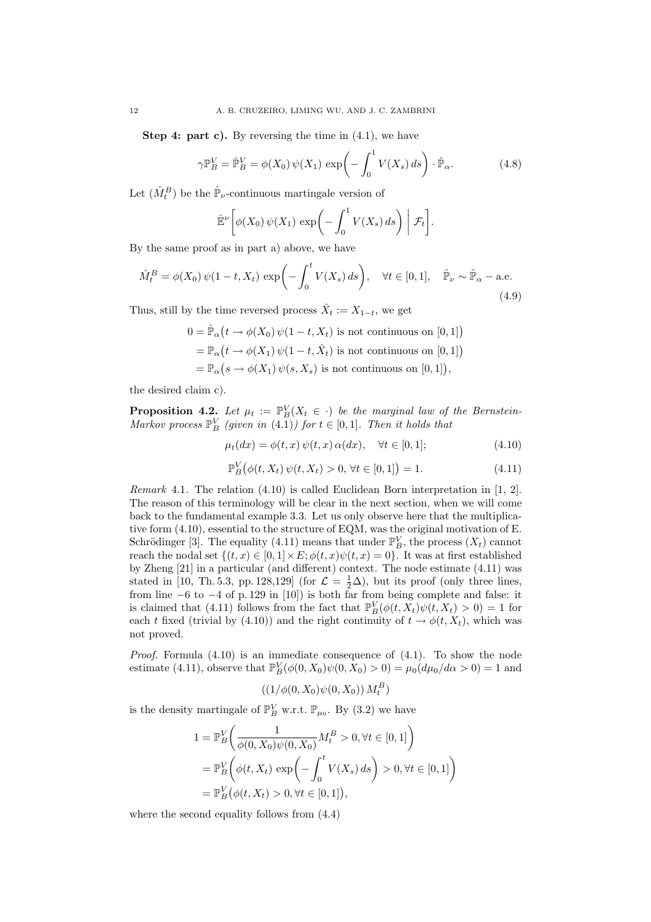**Step 4: part c).** By reversing the time in (4.1), we have

$$\gamma \mathbb{P}_B^V = \hat{\mathbb{P}}_B^V = \phi(X_0)\,\psi(X_1)\,\exp\biggl(-\int_0^1 V(X_s)\,ds\biggr)\cdot \hat{\mathbb{P}}_\alpha. \tag{4.8}$$

Let $(\hat{M}_t^B)$ be the $\hat{\mathbb{P}}_\nu$-continuous martingale version of

$$\hat{\mathbb{E}}^\nu\biggl[\phi(X_0)\,\psi(X_1)\,\exp\biggl(-\int_0^1 V(X_s)\,ds\biggr)\,\bigg|\,\mathcal{F}_t\biggr].$$

By the same proof as in part a) above, we have

$$\hat{M}_t^B = \phi(X_0)\,\psi(1-t,X_t)\,\exp\biggl(-\int_0^t V(X_s)\,ds\biggr),\quad \forall t\in[0,1],\quad \hat{\mathbb{P}}_\nu\sim\hat{\mathbb{P}}_\alpha-\text{a.e.} \tag{4.9}$$

Thus, still by the time reversed process $\hat{X}_t := X_{1-t}$, we get

$$\begin{aligned}
0 &= \hat{\mathbb{P}}_\alpha\bigl(t\to\phi(X_0)\,\psi(1-t,X_t)\text{ is not continuous on }[0,1]\bigr)\\
&= \mathbb{P}_\alpha\bigl(t\to\phi(X_1)\,\psi(1-t,\hat{X}_t)\text{ is not continuous on }[0,1]\bigr)\\
&= \mathbb{P}_\alpha\bigl(s\to\phi(X_1)\,\psi(s,X_s)\text{ is not continuous on }[0,1]\bigr),
\end{aligned}$$

the desired claim c).

**Proposition 4.2.** *Let $\mu_t := \mathbb{P}_B^V(X_t\in\cdot)$ be the marginal law of the Bernstein-Markov process $\mathbb{P}_B^V$ (given in (4.1)) for $t\in[0,1]$. Then it holds that*

$$\mu_t(dx) = \phi(t,x)\,\psi(t,x)\,\alpha(dx),\quad \forall t\in[0,1]; \tag{4.10}$$

$$\mathbb{P}_B^V\bigl(\phi(t,X_t)\,\psi(t,X_t)>0,\ \forall t\in[0,1]\bigr) = 1. \tag{4.11}$$

*Remark* 4.1. The relation (4.10) is called Euclidean Born interpretation in [1, 2]. The reason of this terminology will be clear in the next section, when we will come back to the fundamental example 3.3. Let us only observe here that the multiplicative form (4.10), essential to the structure of EQM, was the original motivation of E. Schrödinger [3]. The equality (4.11) means that under $\mathbb{P}_B^V$, the process $(X_t)$ cannot reach the nodal set $\{(t,x)\in[0,1]\times E;\phi(t,x)\psi(t,x)=0\}$. It was at first established by Zheng [21] in a particular (and different) context. The node estimate (4.11) was stated in [10, Th. 5.3, pp. 128,129] (for $\mathcal{L}=\frac{1}{2}\Delta$), but its proof (only three lines, from line $-6$ to $-4$ of p. 129 in [10]) is both far from being complete and false: it is claimed that (4.11) follows from the fact that $\mathbb{P}_B^V(\phi(t,X_t)\psi(t,X_t)>0)=1$ for each $t$ fixed (trivial by (4.10)) and the right continuity of $t\to\phi(t,X_t)$, which was not proved.

*Proof.* Formula (4.10) is an immediate consequence of (4.1). To show the node estimate (4.11), observe that $\mathbb{P}_B^V(\phi(0,X_0)\psi(0,X_0)>0)=\mu_0(d\mu_0/d\alpha>0)=1$ and

$$((1/\phi(0,X_0)\psi(0,X_0))\,M_t^B)$$

is the density martingale of $\mathbb{P}_B^V$ w.r.t. $\mathbb{P}_{\mu_0}$. By (3.2) we have

$$\begin{aligned}
1 &= \mathbb{P}_B^V\biggl(\frac{1}{\phi(0,X_0)\psi(0,X_0)}M_t^B>0,\forall t\in[0,1]\biggr)\\
&= \mathbb{P}_B^V\biggl(\phi(t,X_t)\,\exp\biggl(-\int_0^t V(X_s)\,ds\biggr)>0,\forall t\in[0,1]\biggr)\\
&= \mathbb{P}_B^V\bigl(\phi(t,X_t)>0,\forall t\in[0,1]\bigr),
\end{aligned}$$

where the second equality follows from (4.4)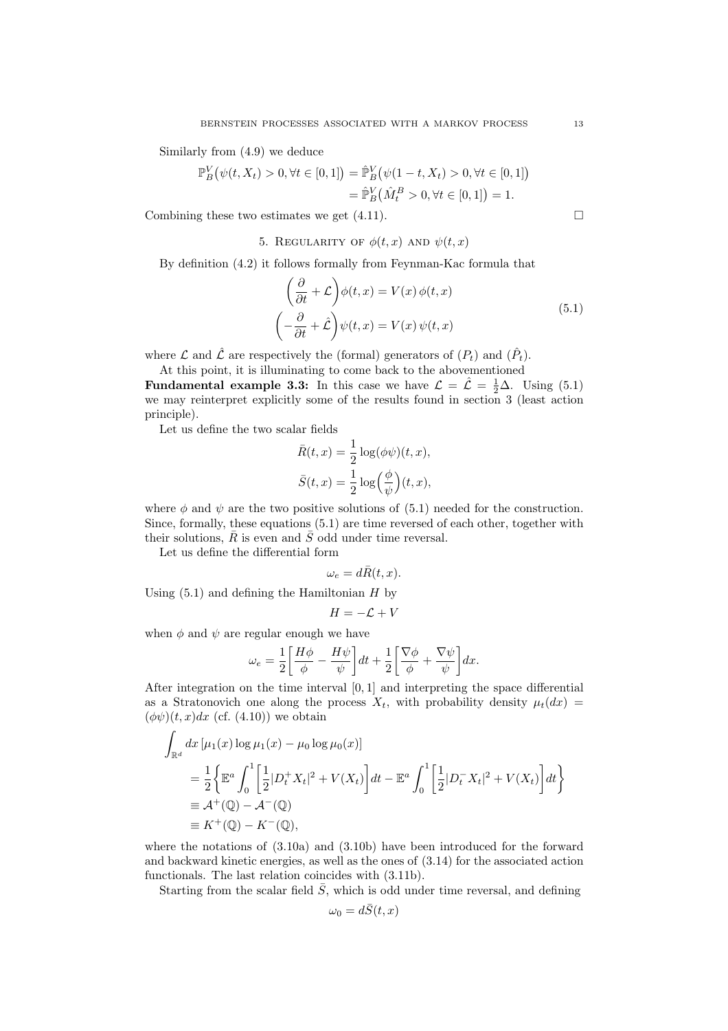Similarly from (4.9) we deduce

$$\mathbb{P}_B^V\big(\psi(t,X_t) > 0, \forall t \in [0,1]\big) = \hat{\mathbb{P}}_B^V\big(\psi(1-t,X_t) > 0, \forall t \in [0,1]\big)$$
$$= \hat{\mathbb{P}}_B^V\big(\hat{M}_t^B > 0, \forall t \in [0,1]\big) = 1.$$

Combining these two estimates we get (4.11). $\square$

## 5. Regularity of $\phi(t,x)$ and $\psi(t,x)$

By definition (4.2) it follows formally from Feynman-Kac formula that

$$\begin{aligned}\Big(\frac{\partial}{\partial t} + \mathcal{L}\Big)\phi(t,x) &= V(x)\,\phi(t,x)\\ \Big(-\frac{\partial}{\partial t} + \hat{\mathcal{L}}\Big)\psi(t,x) &= V(x)\,\psi(t,x)\end{aligned} \tag{5.1}$$

where $\mathcal{L}$ and $\hat{\mathcal{L}}$ are respectively the (formal) generators of $(P_t)$ and $(\hat{P}_t)$.

At this point, it is illuminating to come back to the abovementioned **Fundamental example 3.3:** In this case we have $\mathcal{L} = \hat{\mathcal{L}} = \frac{1}{2}\Delta$. Using (5.1) we may reinterpret explicitly some of the results found in section 3 (least action principle).

Let us define the two scalar fields

$$\bar{R}(t,x) = \frac{1}{2}\log(\phi\psi)(t,x),$$
$$\bar{S}(t,x) = \frac{1}{2}\log\Big(\frac{\phi}{\psi}\Big)(t,x),$$

where $\phi$ and $\psi$ are the two positive solutions of (5.1) needed for the construction. Since, formally, these equations (5.1) are time reversed of each other, together with their solutions, $\bar{R}$ is even and $\bar{S}$ odd under time reversal.

Let us define the differential form

$$\omega_e = d\bar{R}(t,x).$$

Using (5.1) and defining the Hamiltonian $H$ by

$$H = -\mathcal{L} + V$$

when $\phi$ and $\psi$ are regular enough we have

$$\omega_e = \frac{1}{2}\Big[\frac{H\phi}{\phi} - \frac{H\psi}{\psi}\Big]dt + \frac{1}{2}\Big[\frac{\nabla\phi}{\phi} + \frac{\nabla\psi}{\psi}\Big]dx.$$

After integration on the time interval $[0,1]$ and interpreting the space differential as a Stratonovich one along the process $X_t$, with probability density $\mu_t(dx) = (\phi\psi)(t,x)dx$ (cf. (4.10)) we obtain

$$\begin{aligned}\int_{\mathbb{R}^d} dx\,[\mu_1(x)\log\mu_1(x) - \mu_0\log\mu_0(x)]&\\ = \frac{1}{2}\Big\{\mathbb{E}^a\int_0^1\Big[\frac{1}{2}|D_t^+X_t|^2 + V(X_t)\Big]dt &- \mathbb{E}^a\int_0^1\Big[\frac{1}{2}|D_t^-X_t|^2 + V(X_t)\Big]dt\Big\}\\ \equiv \mathcal{A}^+(\mathbb{Q}) - \mathcal{A}^-(\mathbb{Q})&\\ \equiv K^+(\mathbb{Q}) - K^-(\mathbb{Q}),&\end{aligned}$$

where the notations of (3.10a) and (3.10b) have been introduced for the forward and backward kinetic energies, as well as the ones of (3.14) for the associated action functionals. The last relation coincides with (3.11b).

Starting from the scalar field $\bar{S}$, which is odd under time reversal, and defining

$$\omega_0 = d\bar{S}(t,x)$$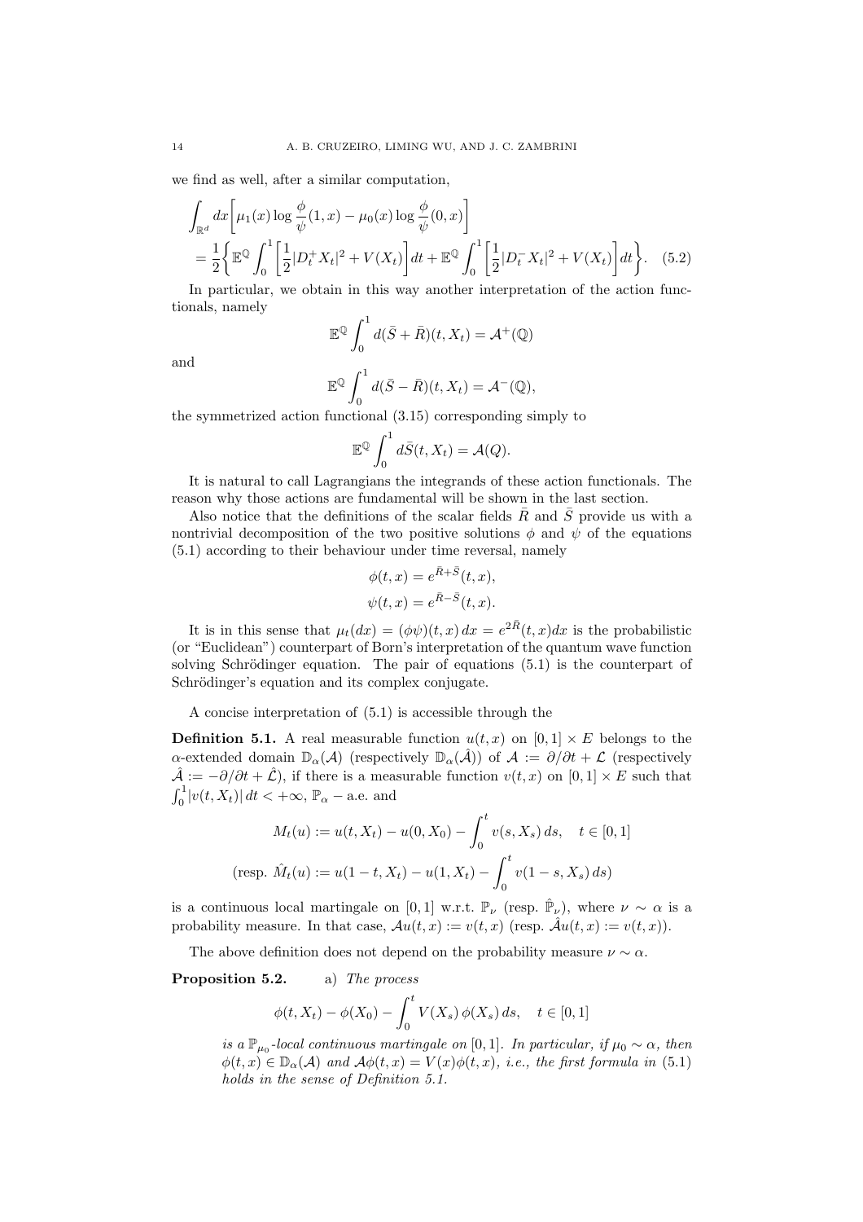we find as well, after a similar computation,

$$\int_{\mathbb{R}^d} dx \left[ \mu_1(x) \log \frac{\phi}{\psi}(1,x) - \mu_0(x) \log \frac{\phi}{\psi}(0,x) \right]$$
$$= \frac{1}{2} \left\{ \mathbb{E}^{\mathbb{Q}} \int_0^1 \left[ \frac{1}{2} |D_t^+ X_t|^2 + V(X_t) \right] dt + \mathbb{E}^{\mathbb{Q}} \int_0^1 \left[ \frac{1}{2} |D_t^- X_t|^2 + V(X_t) \right] dt \right\}. \quad (5.2)$$

In particular, we obtain in this way another interpretation of the action functionals, namely

$$\mathbb{E}^{\mathbb{Q}} \int_0^1 d(\bar{S} + \bar{R})(t, X_t) = \mathcal{A}^+(\mathbb{Q})$$

and

$$\mathbb{E}^{\mathbb{Q}} \int_0^1 d(\bar{S} - \bar{R})(t, X_t) = \mathcal{A}^-(\mathbb{Q}),$$

the symmetrized action functional (3.15) corresponding simply to

$$\mathbb{E}^{\mathbb{Q}} \int_0^1 d\bar{S}(t, X_t) = \mathcal{A}(Q).$$

It is natural to call Lagrangians the integrands of these action functionals. The reason why those actions are fundamental will be shown in the last section.

Also notice that the definitions of the scalar fields $\bar{R}$ and $\bar{S}$ provide us with a nontrivial decomposition of the two positive solutions $\phi$ and $\psi$ of the equations (5.1) according to their behaviour under time reversal, namely

$$\phi(t,x) = e^{\bar{R}+\bar{S}}(t,x),$$
$$\psi(t,x) = e^{\bar{R}-\bar{S}}(t,x).$$

It is in this sense that $\mu_t(dx) = (\phi\psi)(t,x)\, dx = e^{2\bar{R}}(t,x)dx$ is the probabilistic (or "Euclidean") counterpart of Born's interpretation of the quantum wave function solving Schrödinger equation. The pair of equations (5.1) is the counterpart of Schrödinger's equation and its complex conjugate.

A concise interpretation of (5.1) is accessible through the

**Definition 5.1.** A real measurable function $u(t,x)$ on $[0,1] \times E$ belongs to the $\alpha$-extended domain $\mathbb{D}_\alpha(\mathcal{A})$ (respectively $\mathbb{D}_\alpha(\hat{\mathcal{A}})$) of $\mathcal{A} := \partial/\partial t + \mathcal{L}$ (respectively $\hat{\mathcal{A}} := -\partial/\partial t + \hat{\mathcal{L}}$), if there is a measurable function $v(t,x)$ on $[0,1] \times E$ such that $\int_0^1 |v(t, X_t)|\, dt < +\infty$, $\mathbb{P}_\alpha$ − a.e. and

$$M_t(u) := u(t, X_t) - u(0, X_0) - \int_0^t v(s, X_s)\, ds, \quad t \in [0,1]$$
$$(\text{resp. } \hat{M}_t(u) := u(1-t, X_t) - u(1, X_t) - \int_0^t v(1-s, X_s)\, ds)$$

is a continuous local martingale on $[0,1]$ w.r.t. $\mathbb{P}_\nu$ (resp. $\hat{\mathbb{P}}_\nu$), where $\nu \sim \alpha$ is a probability measure. In that case, $\mathcal{A}u(t,x) := v(t,x)$ (resp. $\hat{\mathcal{A}}u(t,x) := v(t,x)$).

The above definition does not depend on the probability measure $\nu \sim \alpha$.

**Proposition 5.2.** a) *The process*

$$\phi(t, X_t) - \phi(X_0) - \int_0^t V(X_s)\, \phi(X_s)\, ds, \quad t \in [0,1]$$

*is a $\mathbb{P}_{\mu_0}$-local continuous martingale on $[0,1]$. In particular, if $\mu_0 \sim \alpha$, then $\phi(t,x) \in \mathbb{D}_\alpha(\mathcal{A})$ and $\mathcal{A}\phi(t,x) = V(x)\phi(t,x)$, i.e., the first formula in (5.1) holds in the sense of Definition 5.1.*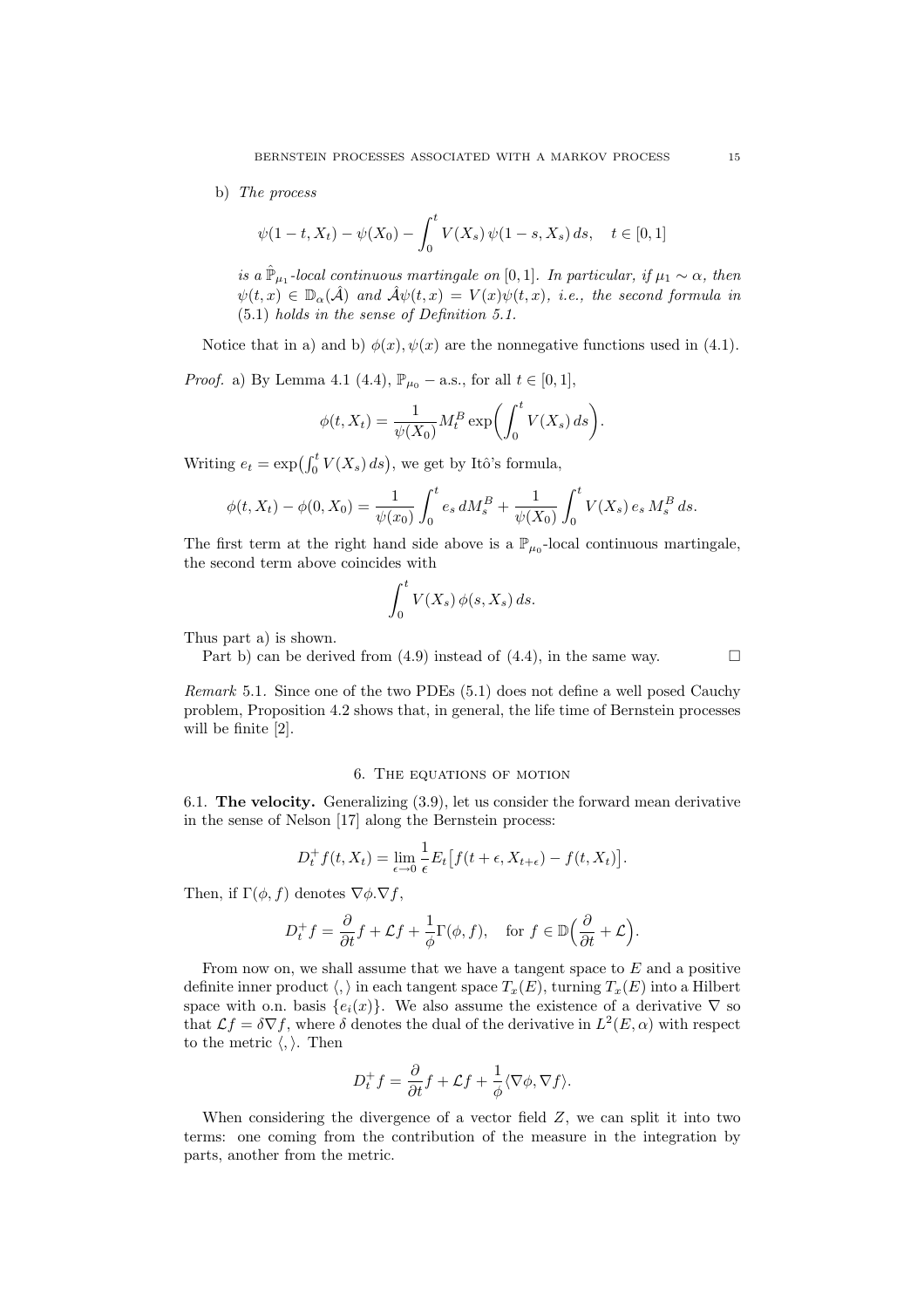b) *The process*

$$\psi(1-t, X_t) - \psi(X_0) - \int_0^t V(X_s)\, \psi(1-s, X_s)\, ds, \quad t \in [0,1]$$

*is a $\hat{\mathbb{P}}_{\mu_1}$-local continuous martingale on $[0,1]$. In particular, if $\mu_1 \sim \alpha$, then $\psi(t,x) \in \mathbb{D}_\alpha(\hat{\mathcal{A}})$ and $\hat{\mathcal{A}}\psi(t,x) = V(x)\psi(t,x)$, i.e., the second formula in (5.1) holds in the sense of Definition 5.1.*

Notice that in a) and b) $\phi(x), \psi(x)$ are the nonnegative functions used in (4.1).

*Proof.* a) By Lemma 4.1 (4.4), $\mathbb{P}_{\mu_0}$ – a.s., for all $t \in [0,1]$,

$$\phi(t, X_t) = \frac{1}{\psi(X_0)} M_t^B \exp\biggl(\int_0^t V(X_s)\, ds\biggr).$$

Writing $e_t = \exp\bigl(\int_0^t V(X_s)\, ds\bigr)$, we get by Itô's formula,

$$\phi(t, X_t) - \phi(0, X_0) = \frac{1}{\psi(x_0)} \int_0^t e_s\, dM_s^B + \frac{1}{\psi(X_0)} \int_0^t V(X_s)\, e_s\, M_s^B\, ds.$$

The first term at the right hand side above is a $\mathbb{P}_{\mu_0}$-local continuous martingale, the second term above coincides with

$$\int_0^t V(X_s)\, \phi(s, X_s)\, ds.$$

Thus part a) is shown.

Part b) can be derived from (4.9) instead of (4.4), in the same way. $\square$

*Remark* 5.1. Since one of the two PDEs (5.1) does not define a well posed Cauchy problem, Proposition 4.2 shows that, in general, the life time of Bernstein processes will be finite [2].

## 6. The equations of motion

**6.1. The velocity.** Generalizing (3.9), let us consider the forward mean derivative in the sense of Nelson [17] along the Bernstein process:

$$D_t^+ f(t, X_t) = \lim_{\epsilon \to 0} \frac{1}{\epsilon} E_t\bigl[f(t+\epsilon, X_{t+\epsilon}) - f(t, X_t)\bigr].$$

Then, if $\Gamma(\phi, f)$ denotes $\nabla\phi . \nabla f$,

$$D_t^+ f = \frac{\partial}{\partial t} f + \mathcal{L} f + \frac{1}{\phi} \Gamma(\phi, f), \quad \text{for } f \in \mathbb{D}\Bigl(\frac{\partial}{\partial t} + \mathcal{L}\Bigr).$$

From now on, we shall assume that we have a tangent space to $E$ and a positive definite inner product $\langle , \rangle$ in each tangent space $T_x(E)$, turning $T_x(E)$ into a Hilbert space with o.n. basis $\{e_i(x)\}$. We also assume the existence of a derivative $\nabla$ so that $\mathcal{L} f = \delta \nabla f$, where $\delta$ denotes the dual of the derivative in $L^2(E, \alpha)$ with respect to the metric $\langle , \rangle$. Then

$$D_t^+ f = \frac{\partial}{\partial t} f + \mathcal{L} f + \frac{1}{\phi} \langle \nabla\phi, \nabla f \rangle.$$

When considering the divergence of a vector field $Z$, we can split it into two terms: one coming from the contribution of the measure in the integration by parts, another from the metric.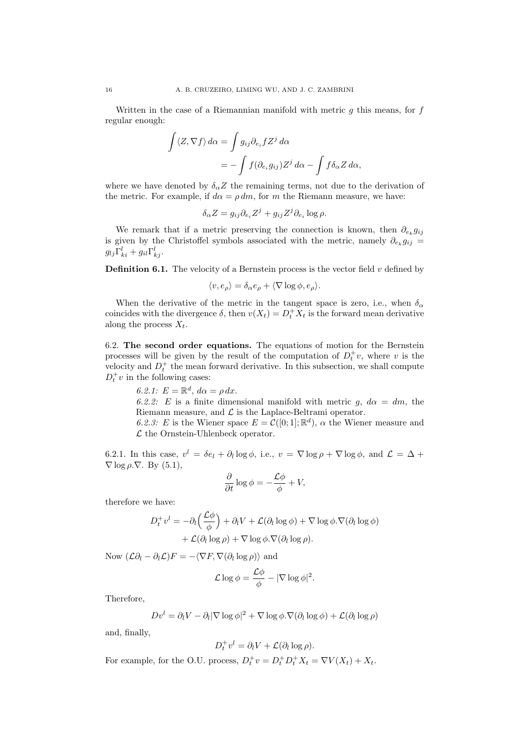Written in the case of a Riemannian manifold with metric $g$ this means, for $f$ regular enough:

$$\int \langle Z, \nabla f \rangle \, d\alpha = \int g_{ij} \partial_{e_i} f Z^j \, d\alpha$$
$$= -\int f(\partial_{e_i} g_{ij}) Z^j \, d\alpha - \int f \delta_\alpha Z \, d\alpha,$$

where we have denoted by $\delta_\alpha Z$ the remaining terms, not due to the derivation of the metric. For example, if $d\alpha = \rho \, dm$, for $m$ the Riemann measure, we have:

$$\delta_\alpha Z = g_{ij} \partial_{e_i} Z^j + g_{ij} Z^j \partial_{e_i} \log \rho.$$

We remark that if a metric preserving the connection is known, then $\partial_{e_k} g_{ij}$ is given by the Christoffel symbols associated with the metric, namely $\partial_{e_k} g_{ij} = g_{lj} \Gamma^l_{ki} + g_{il} \Gamma^l_{kj}$.

**Definition 6.1.** The velocity of a Bernstein process is the vector field $v$ defined by

$$\langle v, e_\rho \rangle = \delta_\alpha e_\rho + \langle \nabla \log \phi, e_\rho \rangle.$$

When the derivative of the metric in the tangent space is zero, i.e., when $\delta_\alpha$ coincides with the divergence $\delta$, then $v(X_t) = D_t^+ X_t$ is the forward mean derivative along the process $X_t$.

6.2. **The second order equations.** The equations of motion for the Bernstein processes will be given by the result of the computation of $D_t^+ v$, where $v$ is the velocity and $D_t^+$ the mean forward derivative. In this subsection, we shall compute $D_t^+ v$ in the following cases:

*6.2.1:* $E = \mathbb{R}^d$, $d\alpha = \rho \, dx$.

*6.2.2:* $E$ is a finite dimensional manifold with metric $g$, $d\alpha = dm$, the Riemann measure, and $\mathcal{L}$ is the Laplace-Beltrami operator.

*6.2.3:* $E$ is the Wiener space $E = \mathcal{C}([0;1]; \mathbb{R}^d)$, $\alpha$ the Wiener measure and $\mathcal{L}$ the Ornstein-Uhlenbeck operator.

6.2.1. In this case, $v^l = \delta e_l + \partial_l \log \phi$, i.e., $v = \nabla \log \rho + \nabla \log \phi$, and $\mathcal{L} = \Delta + \nabla \log \rho . \nabla$. By (5.1),

$$\frac{\partial}{\partial t} \log \phi = -\frac{\mathcal{L}\phi}{\phi} + V,$$

therefore we have:

$$D_t^+ v^l = -\partial_l \Big( \frac{\mathcal{L}\phi}{\phi} \Big) + \partial_l V + \mathcal{L}(\partial_l \log \phi) + \nabla \log \phi . \nabla (\partial_l \log \phi)$$
$$+ \mathcal{L}(\partial_l \log \rho) + \nabla \log \phi . \nabla (\partial_l \log \rho).$$

Now $(\mathcal{L}\partial_l - \partial_l \mathcal{L})F = -\langle \nabla F, \nabla (\partial_l \log \rho) \rangle$ and

$$\mathcal{L} \log \phi = \frac{\mathcal{L}\phi}{\phi} - |\nabla \log \phi|^2.$$

Therefore,

$$Dv^l = \partial_l V - \partial_l |\nabla \log \phi|^2 + \nabla \log \phi . \nabla (\partial_l \log \phi) + \mathcal{L}(\partial_l \log \rho)$$

and, finally,

$$D_t^+ v^l = \partial_l V + \mathcal{L}(\partial_l \log \rho).$$

For example, for the O.U. process, $D_t^+ v = D_t^+ D_t^+ X_t = \nabla V(X_t) + X_t$.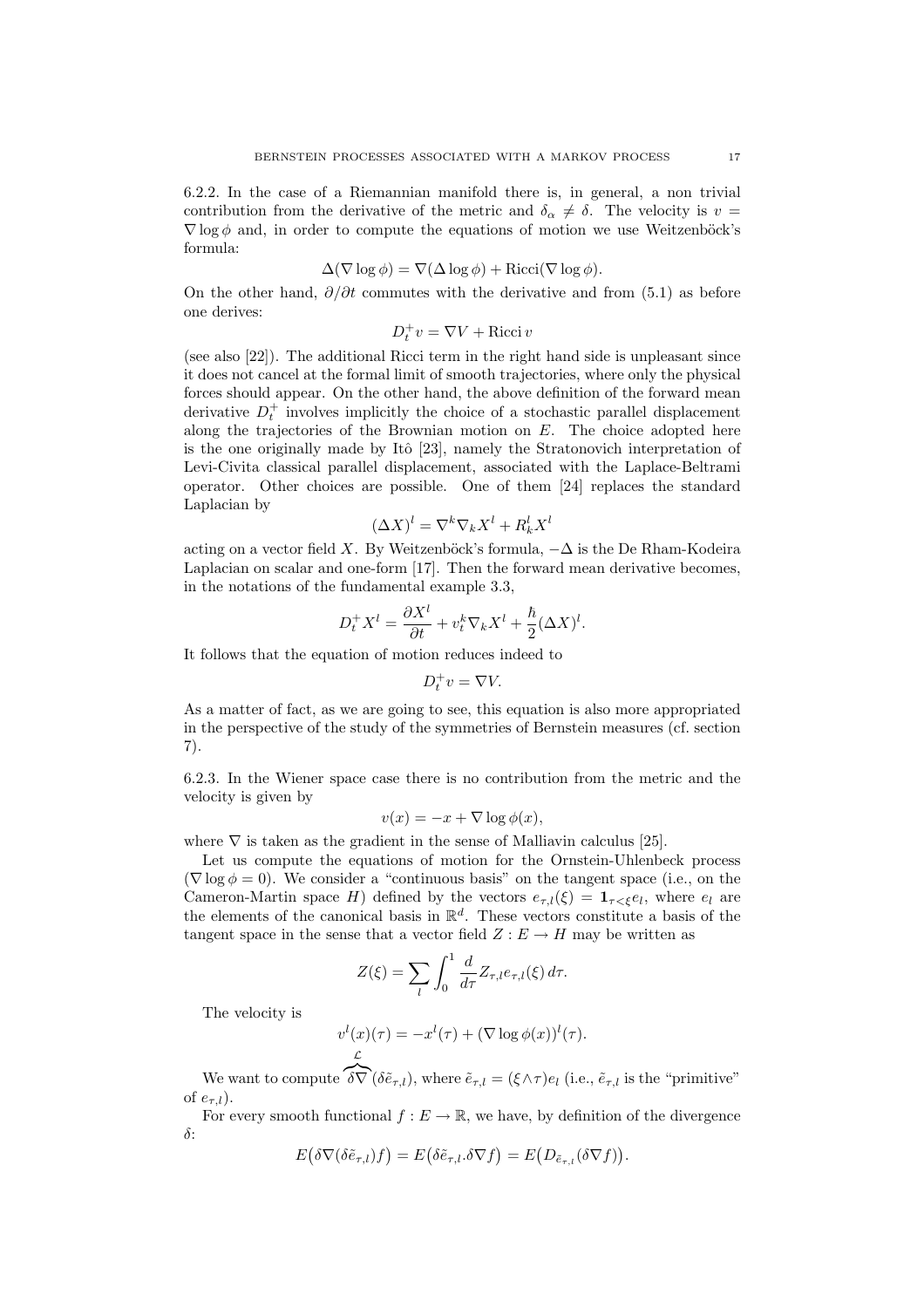6.2.2. In the case of a Riemannian manifold there is, in general, a non trivial contribution from the derivative of the metric and $\delta_\alpha \neq \delta$. The velocity is $v = \nabla \log \phi$ and, in order to compute the equations of motion we use Weitzenböck's formula:

$$\Delta(\nabla \log \phi) = \nabla(\Delta \log \phi) + \mathrm{Ricci}(\nabla \log \phi).$$

On the other hand, $\partial/\partial t$ commutes with the derivative and from (5.1) as before one derives:

$$D_t^+ v = \nabla V + \mathrm{Ricci}\, v$$

(see also [22]). The additional Ricci term in the right hand side is unpleasant since it does not cancel at the formal limit of smooth trajectories, where only the physical forces should appear. On the other hand, the above definition of the forward mean derivative $D_t^+$ involves implicitly the choice of a stochastic parallel displacement along the trajectories of the Brownian motion on $E$. The choice adopted here is the one originally made by Itô [23], namely the Stratonovich interpretation of Levi-Civita classical parallel displacement, associated with the Laplace-Beltrami operator. Other choices are possible. One of them [24] replaces the standard Laplacian by

$$(\Delta X)^l = \nabla^k \nabla_k X^l + R_k^l X^l$$

acting on a vector field $X$. By Weitzenböck's formula, $-\Delta$ is the De Rham-Kodeira Laplacian on scalar and one-form [17]. Then the forward mean derivative becomes, in the notations of the fundamental example 3.3,

$$D_t^+ X^l = \frac{\partial X^l}{\partial t} + v_t^k \nabla_k X^l + \frac{\hbar}{2}(\Delta X)^l.$$

It follows that the equation of motion reduces indeed to

$$D_t^+ v = \nabla V.$$

As a matter of fact, as we are going to see, this equation is also more appropriated in the perspective of the study of the symmetries of Bernstein measures (cf. section 7).

6.2.3. In the Wiener space case there is no contribution from the metric and the velocity is given by

$$v(x) = -x + \nabla \log \phi(x),$$

where $\nabla$ is taken as the gradient in the sense of Malliavin calculus [25].

Let us compute the equations of motion for the Ornstein-Uhlenbeck process ($\nabla \log \phi = 0$). We consider a "continuous basis" on the tangent space (i.e., on the Cameron-Martin space $H$) defined by the vectors $e_{\tau,l}(\xi) = \mathbf{1}_{\tau<\xi} e_l$, where $e_l$ are the elements of the canonical basis in $\mathbb{R}^d$. These vectors constitute a basis of the tangent space in the sense that a vector field $Z : E \to H$ may be written as

$$Z(\xi) = \sum_l \int_0^1 \frac{d}{d\tau} Z_{\tau,l} e_{\tau,l}(\xi)\, d\tau.$$

The velocity is

$$v^l(x)(\tau) = -x^l(\tau) + (\nabla \log \phi(x))^l(\tau).$$

We want to compute $\overset{\mathcal{L}}{\widehat{\delta\nabla}}(\delta \tilde{e}_{\tau,l})$, where $\tilde{e}_{\tau,l} = (\xi \wedge \tau) e_l$ (i.e., $\tilde{e}_{\tau,l}$ is the "primitive" of $e_{\tau,l}$).

For every smooth functional $f : E \to \mathbb{R}$, we have, by definition of the divergence $\delta$:

$$E\big(\delta\nabla(\delta \tilde{e}_{\tau,l}) f\big) = E\big(\delta \tilde{e}_{\tau,l} . \delta\nabla f\big) = E\big(D_{\tilde{e}_{\tau,l}}(\delta \nabla f)\big).$$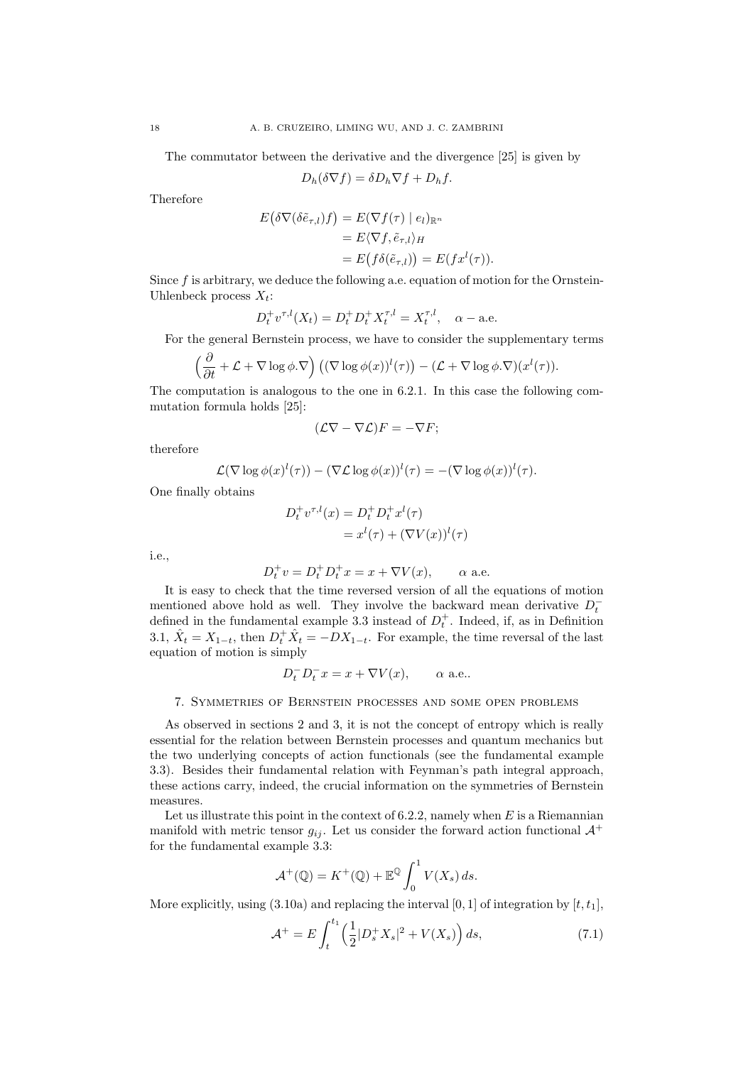The commutator between the derivative and the divergence [25] is given by

$$D_h(\delta \nabla f) = \delta D_h \nabla f + D_h f.$$

Therefore

$$\begin{aligned} E\big(\delta \nabla (\delta \tilde{e}_{\tau,l}) f\big) &= E(\nabla f(\tau) \mid e_l)_{\mathbb{R}^n} \\ &= E\langle \nabla f, \tilde{e}_{\tau,l}\rangle_H \\ &= E\big(f \delta(\tilde{e}_{\tau,l})\big) = E(f x^l(\tau)). \end{aligned}$$

Since $f$ is arbitrary, we deduce the following a.e. equation of motion for the Ornstein-Uhlenbeck process $X_t$:

$$D_t^+ v^{\tau,l}(X_t) = D_t^+ D_t^+ X_t^{\tau,l} = X_t^{\tau,l}, \quad \alpha - \text{a.e.}$$

For the general Bernstein process, we have to consider the supplementary terms

$$\Big(\frac{\partial}{\partial t} + \mathcal{L} + \nabla \log \phi . \nabla\Big)\left((\nabla \log \phi(x))^l(\tau)\right) - (\mathcal{L} + \nabla \log \phi . \nabla)(x^l(\tau)).$$

The computation is analogous to the one in 6.2.1. In this case the following commutation formula holds [25]:

$$(\mathcal{L}\nabla - \nabla \mathcal{L})F = -\nabla F;$$

therefore

$$\mathcal{L}(\nabla \log \phi(x)^l(\tau)) - (\nabla \mathcal{L} \log \phi(x))^l(\tau) = -(\nabla \log \phi(x))^l(\tau).$$

One finally obtains

$$\begin{aligned} D_t^+ v^{\tau,l}(x) &= D_t^+ D_t^+ x^l(\tau) \\ &= x^l(\tau) + (\nabla V(x))^l(\tau) \end{aligned}$$

i.e.,

$$D_t^+ v = D_t^+ D_t^+ x = x + \nabla V(x), \qquad \alpha \text{ a.e.}$$

It is easy to check that the time reversed version of all the equations of motion mentioned above hold as well. They involve the backward mean derivative $D_t^-$ defined in the fundamental example 3.3 instead of $D_t^+$. Indeed, if, as in Definition 3.1, $\hat{X}_t = X_{1-t}$, then $D_t^+ \hat{X}_t = -DX_{1-t}$. For example, the time reversal of the last equation of motion is simply

$$D_t^- D_t^- x = x + \nabla V(x), \qquad \alpha \text{ a.e.}.$$

## 7. Symmetries of Bernstein processes and some open problems

As observed in sections 2 and 3, it is not the concept of entropy which is really essential for the relation between Bernstein processes and quantum mechanics but the two underlying concepts of action functionals (see the fundamental example 3.3). Besides their fundamental relation with Feynman's path integral approach, these actions carry, indeed, the crucial information on the symmetries of Bernstein measures.

Let us illustrate this point in the context of 6.2.2, namely when $E$ is a Riemannian manifold with metric tensor $g_{ij}$. Let us consider the forward action functional $\mathcal{A}^+$ for the fundamental example 3.3:

$$\mathcal{A}^+(\mathbb{Q}) = K^+(\mathbb{Q}) + \mathbb{E}^{\mathbb{Q}} \int_0^1 V(X_s)\, ds.$$

More explicitly, using (3.10a) and replacing the interval $[0, 1]$ of integration by $[t, t_1]$,

$$\mathcal{A}^+ = E \int_t^{t_1} \Big(\frac{1}{2}|D_s^+ X_s|^2 + V(X_s)\Big)\, ds, \tag{7.1}$$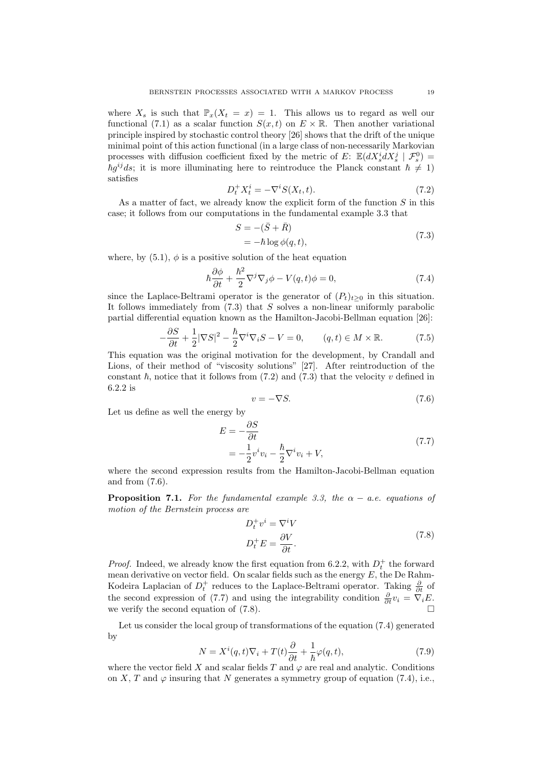where $X_s$ is such that $\mathbb{P}_x(X_t = x) = 1$. This allows us to regard as well our functional (7.1) as a scalar function $S(x,t)$ on $E \times \mathbb{R}$. Then another variational principle inspired by stochastic control theory [26] shows that the drift of the unique minimal point of this action functional (in a large class of non-necessarily Markovian processes with diffusion coefficient fixed by the metric of $E$: $\mathbb{E}(dX_s^i dX_s^j \mid \mathcal{F}_s^0) = \hbar g^{ij} ds$; it is more illuminating here to reintroduce the Planck constant $\hbar \neq 1$) satisfies

$$D_t^+ X_t^i = -\nabla^i S(X_t, t). \tag{7.2}$$

As a matter of fact, we already know the explicit form of the function $S$ in this case; it follows from our computations in the fundamental example 3.3 that

$$\begin{aligned} S &= -(\bar{S} + \bar{R}) \\ &= -\hbar \log \phi(q,t), \end{aligned} \tag{7.3}$$

where, by (5.1), $\phi$ is a positive solution of the heat equation

$$\hbar \frac{\partial \phi}{\partial t} + \frac{\hbar^2}{2} \nabla^j \nabla_j \phi - V(q,t)\phi = 0, \tag{7.4}$$

since the Laplace-Beltrami operator is the generator of $(P_t)_{t \geq 0}$ in this situation. It follows immediately from (7.3) that $S$ solves a non-linear uniformly parabolic partial differential equation known as the Hamilton-Jacobi-Bellman equation [26]:

$$-\frac{\partial S}{\partial t} + \frac{1}{2}|\nabla S|^2 - \frac{\hbar}{2}\nabla^i \nabla_i S - V = 0, \qquad (q,t) \in M \times \mathbb{R}. \tag{7.5}$$

This equation was the original motivation for the development, by Crandall and Lions, of their method of "viscosity solutions" [27]. After reintroduction of the constant $\hbar$, notice that it follows from (7.2) and (7.3) that the velocity $v$ defined in 6.2.2 is

$$v = -\nabla S. \tag{7.6}$$

Let us define as well the energy by

$$\begin{aligned} E &= -\frac{\partial S}{\partial t} \\ &= -\frac{1}{2} v^i v_i - \frac{\hbar}{2} \nabla^i v_i + V, \end{aligned} \tag{7.7}$$

where the second expression results from the Hamilton-Jacobi-Bellman equation and from (7.6).

**Proposition 7.1.** *For the fundamental example 3.3, the $\alpha - a.e.$ equations of motion of the Bernstein process are*

$$\begin{aligned} D_t^+ v^i &= \nabla^i V \\ D_t^+ E &= \frac{\partial V}{\partial t}. \end{aligned} \tag{7.8}$$

*Proof.* Indeed, we already know the first equation from 6.2.2, with $D_t^+$ the forward mean derivative on vector field. On scalar fields such as the energy $E$, the De Rahm-Kodeira Laplacian of $D_t^+$ reduces to the Laplace-Beltrami operator. Taking $\frac{\partial}{\partial t}$ of the second expression of (7.7) and using the integrability condition $\frac{\partial}{\partial t} v_i = \nabla_i E$. we verify the second equation of (7.8). □

Let us consider the local group of transformations of the equation (7.4) generated by

$$N = X^i(q,t)\nabla_i + T(t)\frac{\partial}{\partial t} + \frac{1}{\hbar}\varphi(q,t), \tag{7.9}$$

where the vector field $X$ and scalar fields $T$ and $\varphi$ are real and analytic. Conditions on $X$, $T$ and $\varphi$ insuring that $N$ generates a symmetry group of equation (7.4), i.e.,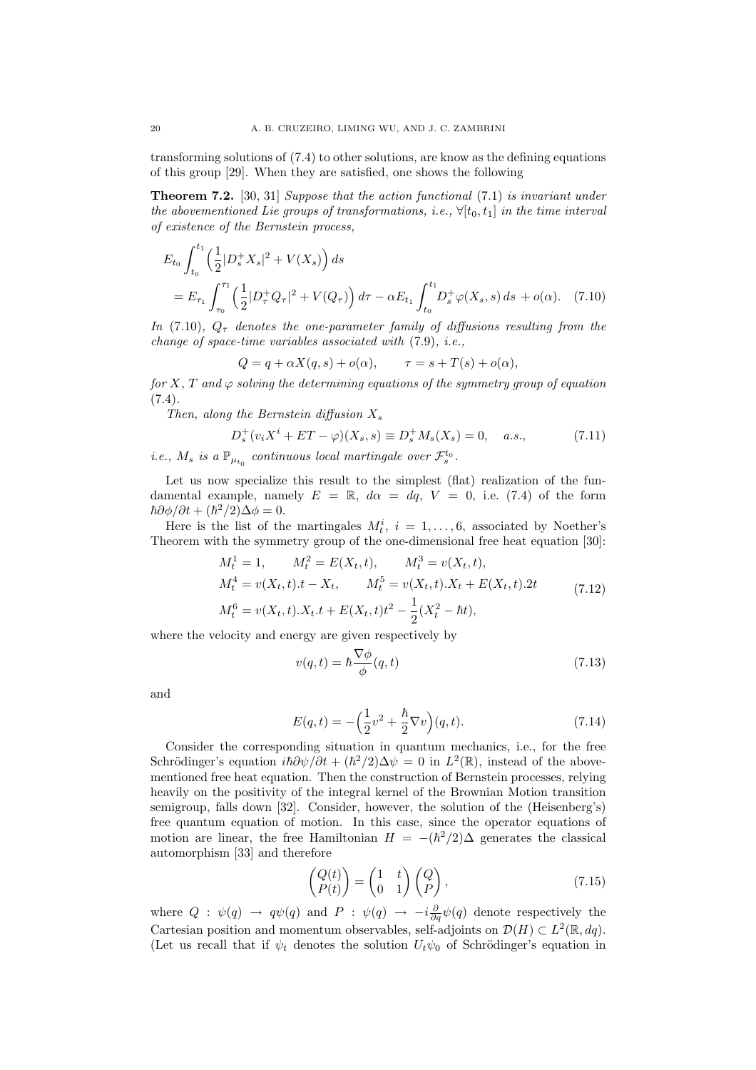transforming solutions of (7.4) to other solutions, are know as the defining equations of this group [29]. When they are satisfied, one shows the following

**Theorem 7.2.** [30, 31] *Suppose that the action functional* (7.1) *is invariant under the abovementioned Lie groups of transformations, i.e.,* $\forall [t_0, t_1]$ *in the time interval of existence of the Bernstein process,*

$$
\begin{aligned}
E_{t_0} \int_{t_0}^{t_1} \Big( \frac{1}{2} |D_s^+ X_s|^2 + V(X_s) \Big)\, ds \\
= E_{\tau_1} \int_{\tau_0}^{\tau_1} \Big( \frac{1}{2} |D_\tau^+ Q_\tau|^2 + V(Q_\tau) \Big)\, d\tau - \alpha E_{t_1} \int_{t_0}^{t_1} D_s^+ \varphi(X_s, s)\, ds \, + o(\alpha). \quad (7.10)
\end{aligned}
$$

*In* (7.10), $Q_\tau$ *denotes the one-parameter family of diffusions resulting from the change of space-time variables associated with* (7.9), *i.e.,*

$$
Q = q + \alpha X(q, s) + o(\alpha), \qquad \tau = s + T(s) + o(\alpha),
$$

*for* $X$, $T$ *and* $\varphi$ *solving the determining equations of the symmetry group of equation* (7.4).

*Then, along the Bernstein diffusion* $X_s$

$$
D_s^+ (v_i X^i + ET - \varphi)(X_s, s) \equiv D_s^+ M_s(X_s) = 0, \quad a.s., \tag{7.11}
$$

*i.e.,* $M_s$ *is a* $\mathbb{P}_{\mu_{t_0}}$ *continuous local martingale over* $\mathcal{F}_s^{t_0}$.

Let us now specialize this result to the simplest (flat) realization of the fundamental example, namely $E = \mathbb{R}$, $d\alpha = dq$, $V = 0$, i.e. (7.4) of the form $\hbar \partial\phi/\partial t + (\hbar^2/2)\Delta\phi = 0$.

Here is the list of the martingales $M_t^i$, $i = 1, \ldots, 6$, associated by Noether's Theorem with the symmetry group of the one-dimensional free heat equation [30]:

$$
\begin{aligned}
&M_t^1 = 1, \qquad M_t^2 = E(X_t, t), \qquad M_t^3 = v(X_t, t), \\
&M_t^4 = v(X_t, t).t - X_t, \qquad M_t^5 = v(X_t, t).X_t + E(X_t, t).2t \\
&M_t^6 = v(X_t, t).X_t.t + E(X_t, t)t^2 - \frac{1}{2}(X_t^2 - \hbar t),
\end{aligned} \tag{7.12}
$$

where the velocity and energy are given respectively by

$$
v(q, t) = \hbar \frac{\nabla \phi}{\phi}(q, t) \tag{7.13}
$$

and

$$
E(q, t) = -\Big( \frac{1}{2} v^2 + \frac{\hbar}{2} \nabla v \Big)(q, t). \tag{7.14}
$$

Consider the corresponding situation in quantum mechanics, i.e., for the free Schrödinger's equation $i\hbar \partial\psi/\partial t + (\hbar^2/2)\Delta\psi = 0$ in $L^2(\mathbb{R})$, instead of the abovementioned free heat equation. Then the construction of Bernstein processes, relying heavily on the positivity of the integral kernel of the Brownian Motion transition semigroup, falls down [32]. Consider, however, the solution of the (Heisenberg's) free quantum equation of motion. In this case, since the operator equations of motion are linear, the free Hamiltonian $H = -(\hbar^2/2)\Delta$ generates the classical automorphism [33] and therefore

$$
\begin{pmatrix} Q(t) \\ P(t) \end{pmatrix} = \begin{pmatrix} 1 & t \\ 0 & 1 \end{pmatrix} \begin{pmatrix} Q \\ P \end{pmatrix}, \tag{7.15}
$$

where $Q : \psi(q) \to q\psi(q)$ and $P : \psi(q) \to -i\frac{\partial}{\partial q}\psi(q)$ denote respectively the Cartesian position and momentum observables, self-adjoints on $\mathcal{D}(H) \subset L^2(\mathbb{R}, dq)$. (Let us recall that if $\psi_t$ denotes the solution $U_t\psi_0$ of Schrödinger's equation in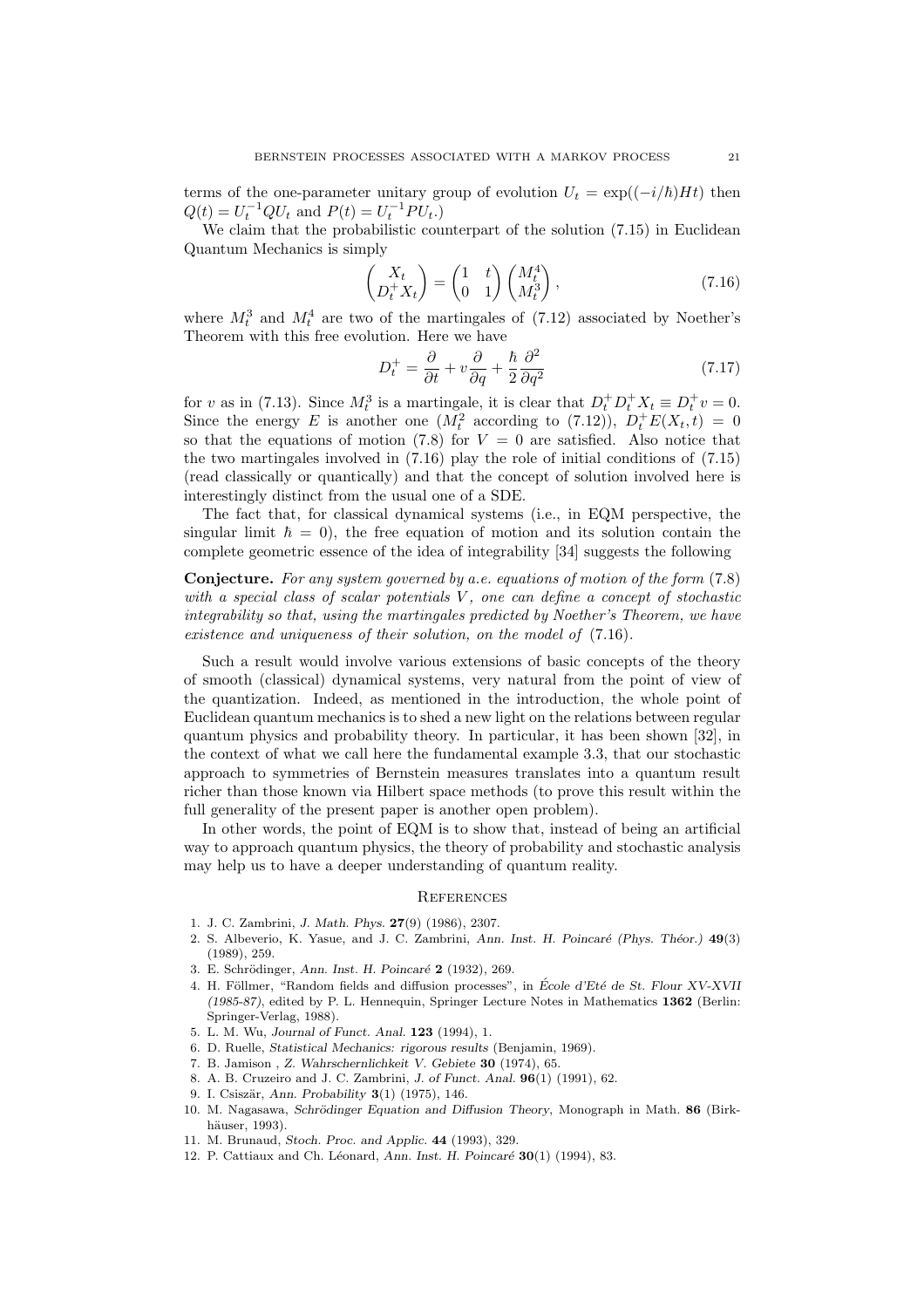terms of the one-parameter unitary group of evolution $U_t = \exp((-i/\hbar)Ht)$ then $Q(t) = U_t^{-1}QU_t$ and $P(t) = U_t^{-1}PU_t$.)

We claim that the probabilistic counterpart of the solution (7.15) in Euclidean Quantum Mechanics is simply

$$\begin{pmatrix} X_t \\ D_t^+ X_t \end{pmatrix} = \begin{pmatrix} 1 & t \\ 0 & 1 \end{pmatrix} \begin{pmatrix} M_t^4 \\ M_t^3 \end{pmatrix}, \tag{7.16}$$

where $M_t^3$ and $M_t^4$ are two of the martingales of (7.12) associated by Noether's Theorem with this free evolution. Here we have

$$D_t^+ = \frac{\partial}{\partial t} + v\frac{\partial}{\partial q} + \frac{\hbar}{2}\frac{\partial^2}{\partial q^2} \tag{7.17}$$

for $v$ as in (7.13). Since $M_t^3$ is a martingale, it is clear that $D_t^+ D_t^+ X_t \equiv D_t^+ v = 0$. Since the energy $E$ is another one ($M_t^2$ according to (7.12)), $D_t^+ E(X_t, t) = 0$ so that the equations of motion (7.8) for $V = 0$ are satisfied. Also notice that the two martingales involved in (7.16) play the role of initial conditions of (7.15) (read classically or quantically) and that the concept of solution involved here is interestingly distinct from the usual one of a SDE.

The fact that, for classical dynamical systems (i.e., in EQM perspective, the singular limit $\hbar = 0$), the free equation of motion and its solution contain the complete geometric essence of the idea of integrability [34] suggests the following

**Conjecture.** *For any system governed by a.e. equations of motion of the form* (7.8) *with a special class of scalar potentials $V$, one can define a concept of stochastic integrability so that, using the martingales predicted by Noether's Theorem, we have existence and uniqueness of their solution, on the model of* (7.16).

Such a result would involve various extensions of basic concepts of the theory of smooth (classical) dynamical systems, very natural from the point of view of the quantization. Indeed, as mentioned in the introduction, the whole point of Euclidean quantum mechanics is to shed a new light on the relations between regular quantum physics and probability theory. In particular, it has been shown [32], in the context of what we call here the fundamental example 3.3, that our stochastic approach to symmetries of Bernstein measures translates into a quantum result richer than those known via Hilbert space methods (to prove this result within the full generality of the present paper is another open problem).

In other words, the point of EQM is to show that, instead of being an artificial way to approach quantum physics, the theory of probability and stochastic analysis may help us to have a deeper understanding of quantum reality.

## References

1. J. C. Zambrini, *J. Math. Phys.* **27**(9) (1986), 2307.
2. S. Albeverio, K. Yasue, and J. C. Zambrini, *Ann. Inst. H. Poincaré (Phys. Théor.)* **49**(3) (1989), 259.
3. E. Schrödinger, *Ann. Inst. H. Poincaré* **2** (1932), 269.
4. H. Föllmer, "Random fields and diffusion processes", in *École d'Eté de St. Flour XV-XVII (1985-87)*, edited by P. L. Hennequin, Springer Lecture Notes in Mathematics **1362** (Berlin: Springer-Verlag, 1988).
5. L. M. Wu, *Journal of Funct. Anal.* **123** (1994), 1.
6. D. Ruelle, *Statistical Mechanics: rigorous results* (Benjamin, 1969).
7. B. Jamison , *Z. Wahrschernlichkeit V. Gebiete* **30** (1974), 65.
8. A. B. Cruzeiro and J. C. Zambrini, *J. of Funct. Anal.* **96**(1) (1991), 62.
9. I. Csiszär, *Ann. Probability* **3**(1) (1975), 146.
10. M. Nagasawa, *Schrödinger Equation and Diffusion Theory*, Monograph in Math. **86** (Birkhäuser, 1993).
11. M. Brunaud, *Stoch. Proc. and Applic.* **44** (1993), 329.
12. P. Cattiaux and Ch. Léonard, *Ann. Inst. H. Poincaré* **30**(1) (1994), 83.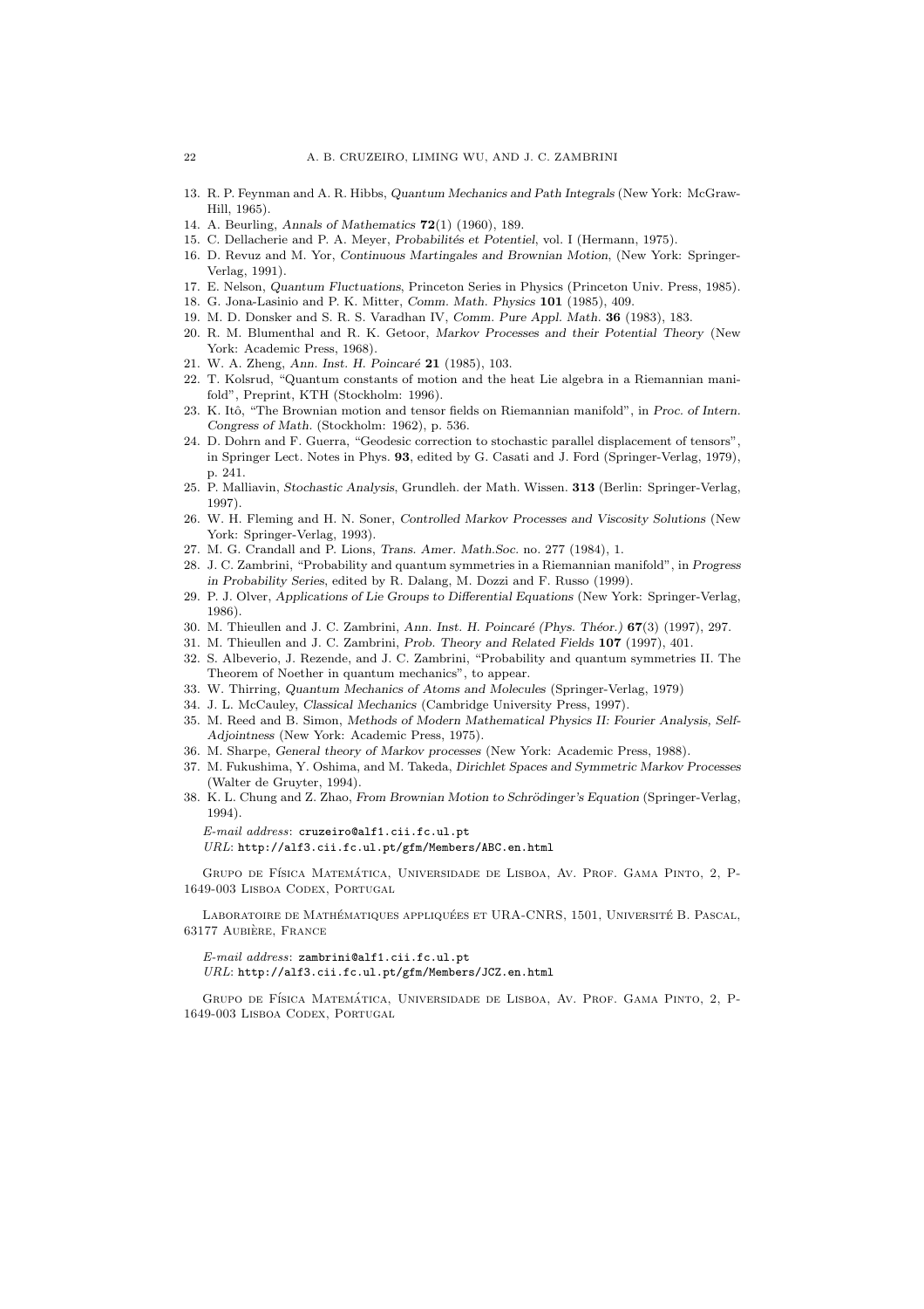13. R. P. Feynman and A. R. Hibbs, *Quantum Mechanics and Path Integrals* (New York: McGraw-Hill, 1965).
14. A. Beurling, *Annals of Mathematics* **72**(1) (1960), 189.
15. C. Dellacherie and P. A. Meyer, *Probabilités et Potentiel*, vol. I (Hermann, 1975).
16. D. Revuz and M. Yor, *Continuous Martingales and Brownian Motion*, (New York: Springer-Verlag, 1991).
17. E. Nelson, *Quantum Fluctuations*, Princeton Series in Physics (Princeton Univ. Press, 1985).
18. G. Jona-Lasinio and P. K. Mitter, *Comm. Math. Physics* **101** (1985), 409.
19. M. D. Donsker and S. R. S. Varadhan IV, *Comm. Pure Appl. Math.* **36** (1983), 183.
20. R. M. Blumenthal and R. K. Getoor, *Markov Processes and their Potential Theory* (New York: Academic Press, 1968).
21. W. A. Zheng, *Ann. Inst. H. Poincaré* **21** (1985), 103.
22. T. Kolsrud, "Quantum constants of motion and the heat Lie algebra in a Riemannian manifold", Preprint, KTH (Stockholm: 1996).
23. K. Itô, "The Brownian motion and tensor fields on Riemannian manifold", in *Proc. of Intern. Congress of Math.* (Stockholm: 1962), p. 536.
24. D. Dohrn and F. Guerra, "Geodesic correction to stochastic parallel displacement of tensors", in Springer Lect. Notes in Phys. **93**, edited by G. Casati and J. Ford (Springer-Verlag, 1979), p. 241.
25. P. Malliavin, *Stochastic Analysis*, Grundleh. der Math. Wissen. **313** (Berlin: Springer-Verlag, 1997).
26. W. H. Fleming and H. N. Soner, *Controlled Markov Processes and Viscosity Solutions* (New York: Springer-Verlag, 1993).
27. M. G. Crandall and P. Lions, *Trans. Amer. Math.Soc.* no. 277 (1984), 1.
28. J. C. Zambrini, "Probability and quantum symmetries in a Riemannian manifold", in *Progress in Probability Series*, edited by R. Dalang, M. Dozzi and F. Russo (1999).
29. P. J. Olver, *Applications of Lie Groups to Differential Equations* (New York: Springer-Verlag, 1986).
30. M. Thieullen and J. C. Zambrini, *Ann. Inst. H. Poincaré (Phys. Théor.)* **67**(3) (1997), 297.
31. M. Thieullen and J. C. Zambrini, *Prob. Theory and Related Fields* **107** (1997), 401.
32. S. Albeverio, J. Rezende, and J. C. Zambrini, "Probability and quantum symmetries II. The Theorem of Noether in quantum mechanics", to appear.
33. W. Thirring, *Quantum Mechanics of Atoms and Molecules* (Springer-Verlag, 1979)
34. J. L. McCauley, *Classical Mechanics* (Cambridge University Press, 1997).
35. M. Reed and B. Simon, *Methods of Modern Mathematical Physics II: Fourier Analysis, Self-Adjointness* (New York: Academic Press, 1975).
36. M. Sharpe, *General theory of Markov processes* (New York: Academic Press, 1988).
37. M. Fukushima, Y. Oshima, and M. Takeda, *Dirichlet Spaces and Symmetric Markov Processes* (Walter de Gruyter, 1994).
38. K. L. Chung and Z. Zhao, *From Brownian Motion to Schrödinger's Equation* (Springer-Verlag, 1994).

*E-mail address*: cruzeiro@alf1.cii.fc.ul.pt
*URL*: http://alf3.cii.fc.ul.pt/gfm/Members/ABC.en.html

Grupo de Física Matemática, Universidade de Lisboa, Av. Prof. Gama Pinto, 2, P-1649-003 Lisboa Codex, Portugal

Laboratoire de Mathématiques appliquées et URA-CNRS, 1501, Université B. Pascal, 63177 Aubière, France

*E-mail address*: zambrini@alf1.cii.fc.ul.pt
*URL*: http://alf3.cii.fc.ul.pt/gfm/Members/JCZ.en.html

Grupo de Física Matemática, Universidade de Lisboa, Av. Prof. Gama Pinto, 2, P-1649-003 Lisboa Codex, Portugal